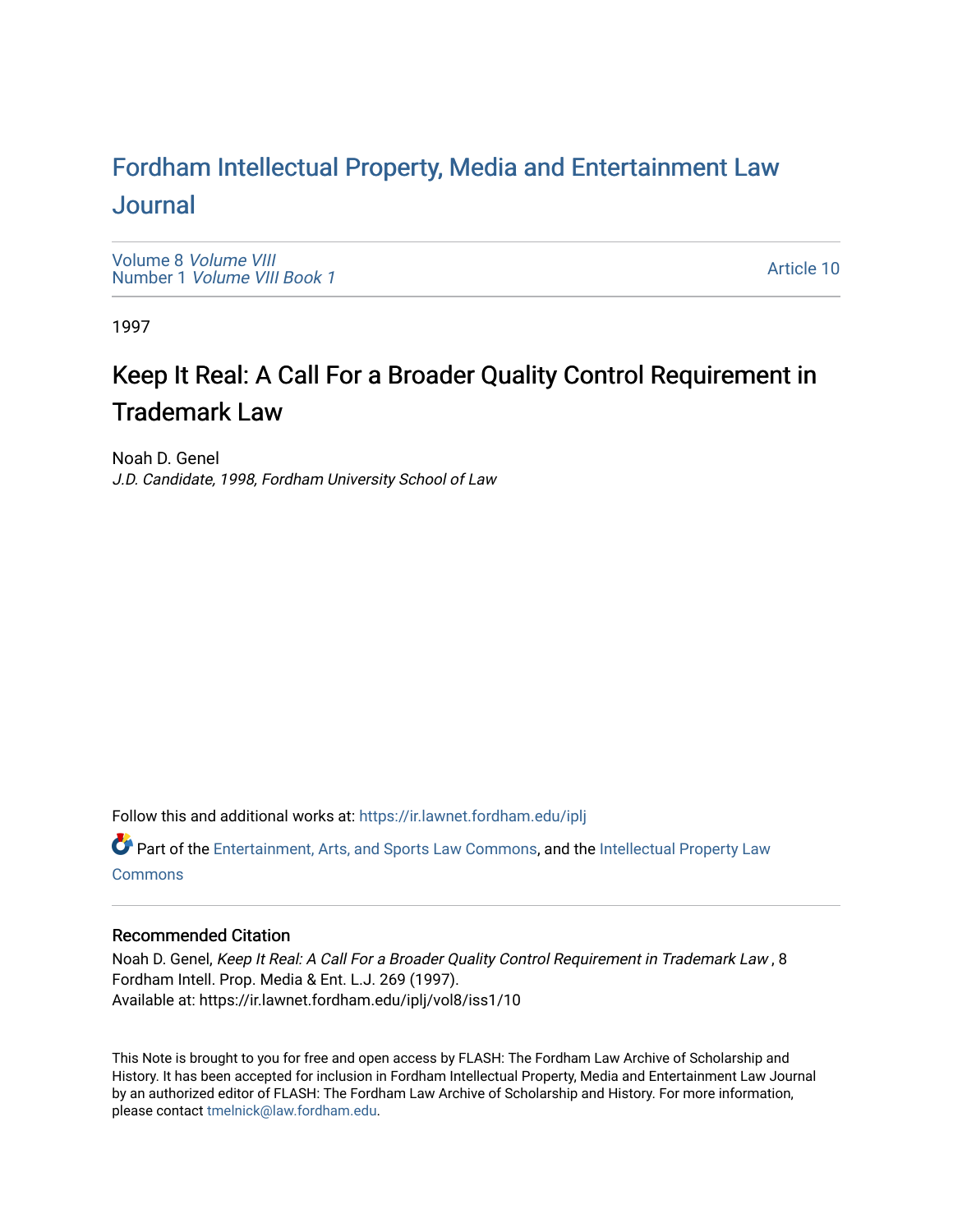# Fordham Intellectual Property, Media and Entertainment Law Journal

Volume 8 *Volume VIII*
Number 1 *Volume VIII Book 1*

Article 10

1997

## Keep It Real: A Call For a Broader Quality Control Requirement in Trademark Law

Noah D. Genel
*J.D. Candidate, 1998, Fordham University School of Law*

Follow this and additional works at: https://ir.lawnet.fordham.edu/iplj

Part of the Entertainment, Arts, and Sports Law Commons, and the Intellectual Property Law Commons

### Recommended Citation

Noah D. Genel, *Keep It Real: A Call For a Broader Quality Control Requirement in Trademark Law* , 8 Fordham Intell. Prop. Media & Ent. L.J. 269 (1997).
Available at: https://ir.lawnet.fordham.edu/iplj/vol8/iss1/10

This Note is brought to you for free and open access by FLASH: The Fordham Law Archive of Scholarship and History. It has been accepted for inclusion in Fordham Intellectual Property, Media and Entertainment Law Journal by an authorized editor of FLASH: The Fordham Law Archive of Scholarship and History. For more information, please contact tmelnick@law.fordham.edu.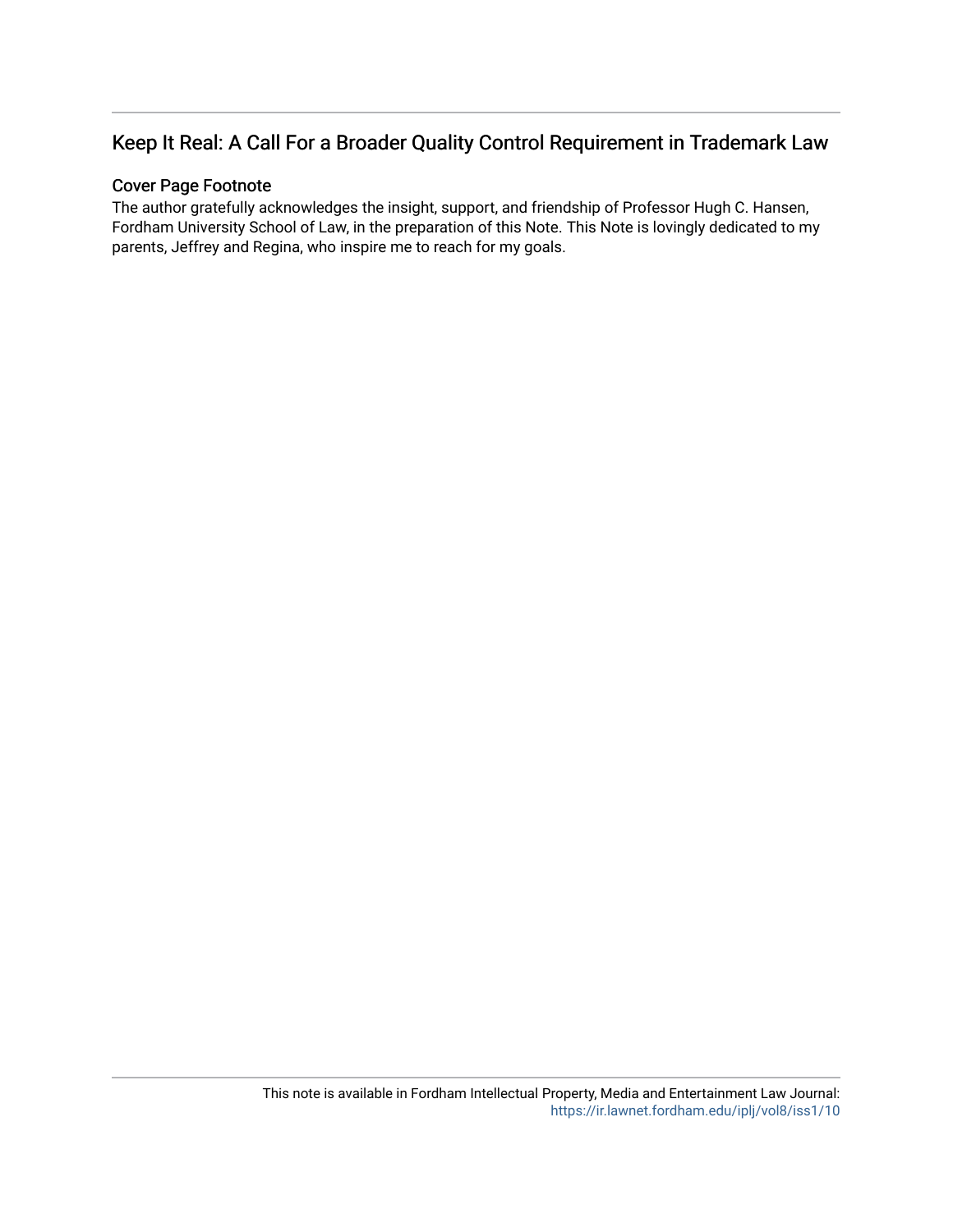## Keep It Real: A Call For a Broader Quality Control Requirement in Trademark Law

### Cover Page Footnote

The author gratefully acknowledges the insight, support, and friendship of Professor Hugh C. Hansen, Fordham University School of Law, in the preparation of this Note. This Note is lovingly dedicated to my parents, Jeffrey and Regina, who inspire me to reach for my goals.

This note is available in Fordham Intellectual Property, Media and Entertainment Law Journal: https://ir.lawnet.fordham.edu/iplj/vol8/iss1/10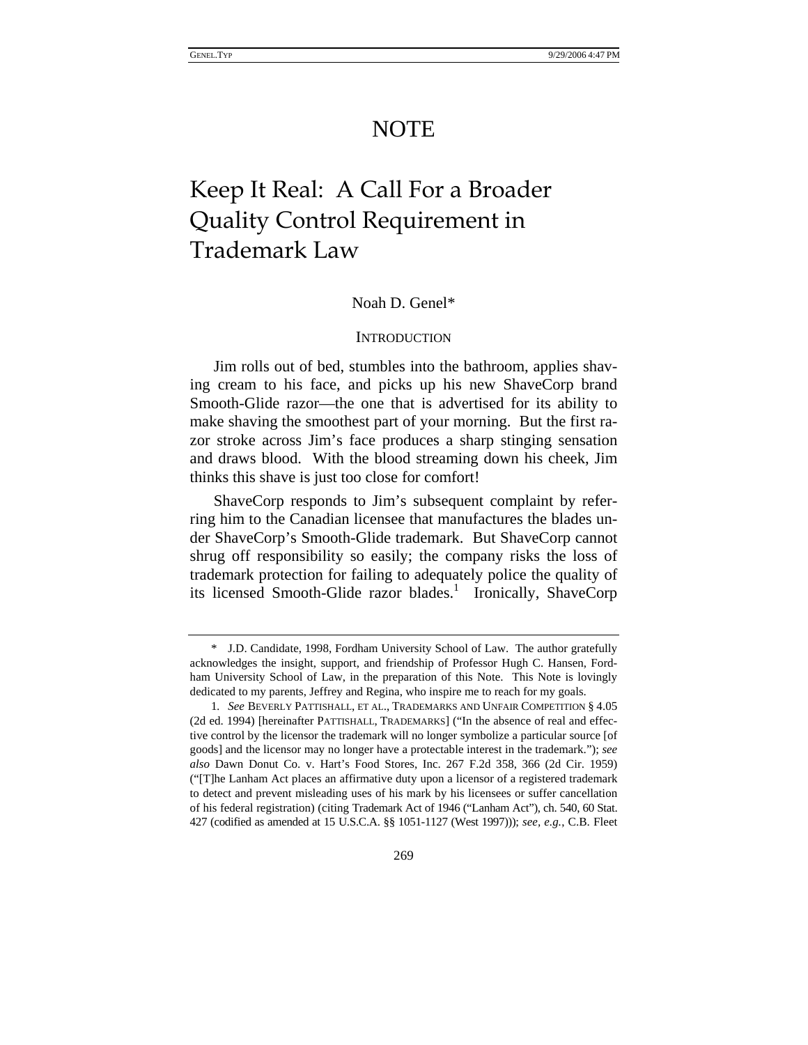# NOTE

# Keep It Real: A Call For a Broader Quality Control Requirement in Trademark Law

Noah D. Genel*

## INTRODUCTION

Jim rolls out of bed, stumbles into the bathroom, applies shaving cream to his face, and picks up his new ShaveCorp brand Smooth-Glide razor—the one that is advertised for its ability to make shaving the smoothest part of your morning. But the first razor stroke across Jim's face produces a sharp stinging sensation and draws blood. With the blood streaming down his cheek, Jim thinks this shave is just too close for comfort!

ShaveCorp responds to Jim's subsequent complaint by referring him to the Canadian licensee that manufactures the blades under ShaveCorp's Smooth-Glide trademark. But ShaveCorp cannot shrug off responsibility so easily; the company risks the loss of trademark protection for failing to adequately police the quality of its licensed Smooth-Glide razor blades.[1] Ironically, ShaveCorp

---

\* J.D. Candidate, 1998, Fordham University School of Law. The author gratefully acknowledges the insight, support, and friendship of Professor Hugh C. Hansen, Fordham University School of Law, in the preparation of this Note. This Note is lovingly dedicated to my parents, Jeffrey and Regina, who inspire me to reach for my goals.

1. *See* BEVERLY PATTISHALL, ET AL., TRADEMARKS AND UNFAIR COMPETITION § 4.05 (2d ed. 1994) [hereinafter PATTISHALL, TRADEMARKS] ("In the absence of real and effective control by the licensor the trademark will no longer symbolize a particular source [of goods] and the licensor may no longer have a protectable interest in the trademark."); *see also* Dawn Donut Co. v. Hart's Food Stores, Inc. 267 F.2d 358, 366 (2d Cir. 1959) ("[T]he Lanham Act places an affirmative duty upon a licensor of a registered trademark to detect and prevent misleading uses of his mark by his licensees or suffer cancellation of his federal registration) (citing Trademark Act of 1946 ("Lanham Act"), ch. 540, 60 Stat. 427 (codified as amended at 15 U.S.C.A. §§ 1051-1127 (West 1997))); *see, e.g.*, C.B. Fleet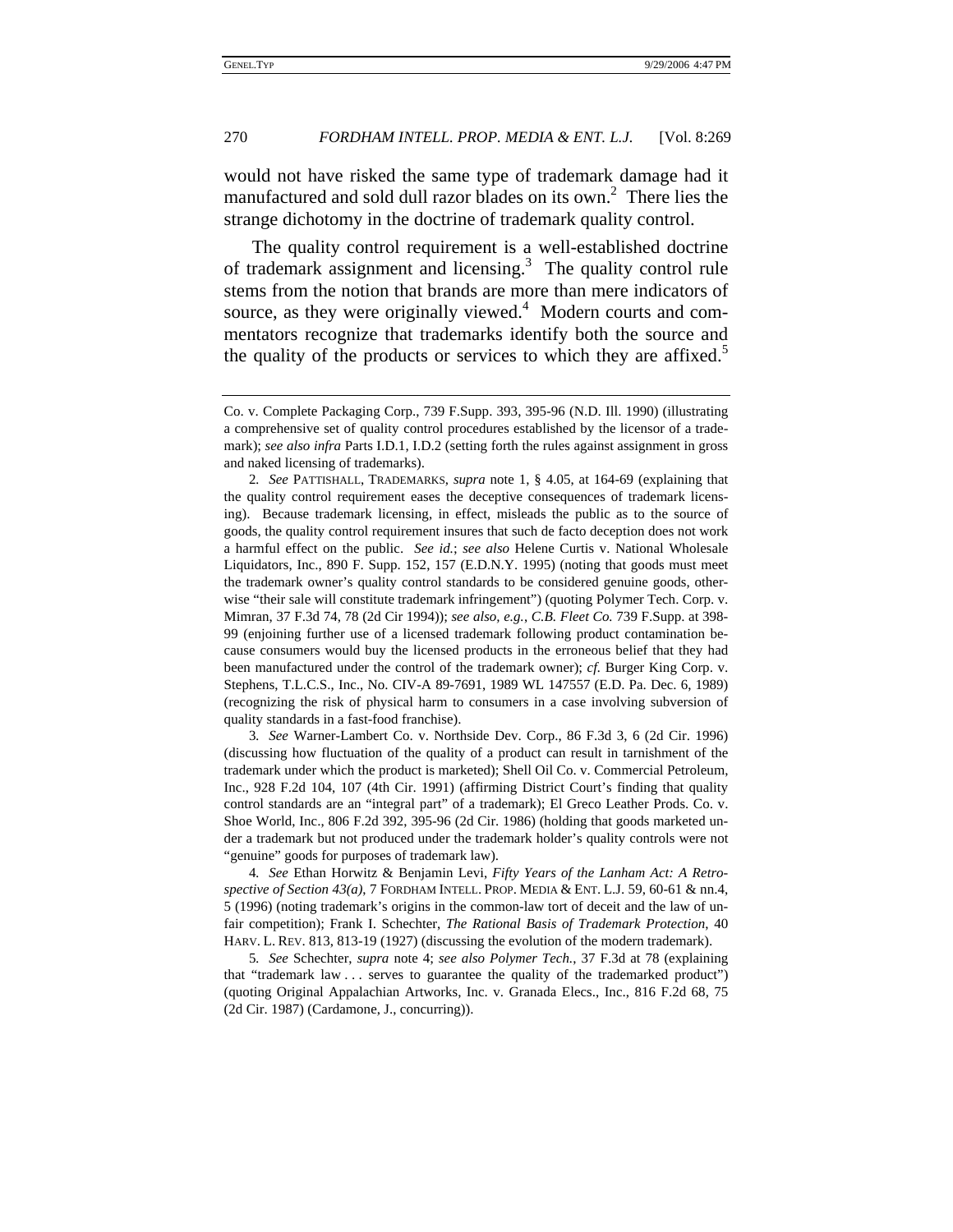would not have risked the same type of trademark damage had it manufactured and sold dull razor blades on its own.[2] There lies the strange dichotomy in the doctrine of trademark quality control.

The quality control requirement is a well-established doctrine of trademark assignment and licensing.[3] The quality control rule stems from the notion that brands are more than mere indicators of source, as they were originally viewed.[4] Modern courts and commentators recognize that trademarks identify both the source and the quality of the products or services to which they are affixed.[5]

---

Co. v. Complete Packaging Corp., 739 F.Supp. 393, 395-96 (N.D. Ill. 1990) (illustrating a comprehensive set of quality control procedures established by the licensor of a trademark); *see also infra* Parts I.D.1, I.D.2 (setting forth the rules against assignment in gross and naked licensing of trademarks).

2. *See* PATTISHALL, TRADEMARKS, *supra* note 1, § 4.05, at 164-69 (explaining that the quality control requirement eases the deceptive consequences of trademark licensing). Because trademark licensing, in effect, misleads the public as to the source of goods, the quality control requirement insures that such de facto deception does not work a harmful effect on the public. *See id.*; *see also* Helene Curtis v. National Wholesale Liquidators, Inc., 890 F. Supp. 152, 157 (E.D.N.Y. 1995) (noting that goods must meet the trademark owner's quality control standards to be considered genuine goods, otherwise "their sale will constitute trademark infringement") (quoting Polymer Tech. Corp. v. Mimran, 37 F.3d 74, 78 (2d Cir 1994)); *see also, e.g.*, *C.B. Fleet Co.* 739 F.Supp. at 398-99 (enjoining further use of a licensed trademark following product contamination because consumers would buy the licensed products in the erroneous belief that they had been manufactured under the control of the trademark owner); *cf.* Burger King Corp. v. Stephens, T.L.C.S., Inc., No. CIV-A 89-7691, 1989 WL 147557 (E.D. Pa. Dec. 6, 1989) (recognizing the risk of physical harm to consumers in a case involving subversion of quality standards in a fast-food franchise).

3. *See* Warner-Lambert Co. v. Northside Dev. Corp., 86 F.3d 3, 6 (2d Cir. 1996) (discussing how fluctuation of the quality of a product can result in tarnishment of the trademark under which the product is marketed); Shell Oil Co. v. Commercial Petroleum, Inc., 928 F.2d 104, 107 (4th Cir. 1991) (affirming District Court's finding that quality control standards are an "integral part" of a trademark); El Greco Leather Prods. Co. v. Shoe World, Inc., 806 F.2d 392, 395-96 (2d Cir. 1986) (holding that goods marketed under a trademark but not produced under the trademark holder's quality controls were not "genuine" goods for purposes of trademark law).

4. *See* Ethan Horwitz & Benjamin Levi, *Fifty Years of the Lanham Act: A Retrospective of Section 43(a)*, 7 FORDHAM INTELL. PROP. MEDIA & ENT. L.J. 59, 60-61 & nn.4, 5 (1996) (noting trademark's origins in the common-law tort of deceit and the law of unfair competition); Frank I. Schechter, *The Rational Basis of Trademark Protection*, 40 HARV. L. REV. 813, 813-19 (1927) (discussing the evolution of the modern trademark).

5. *See* Schechter, *supra* note 4; *see also Polymer Tech.*, 37 F.3d at 78 (explaining that "trademark law . . . serves to guarantee the quality of the trademarked product") (quoting Original Appalachian Artworks, Inc. v. Granada Elecs., Inc., 816 F.2d 68, 75 (2d Cir. 1987) (Cardamone, J., concurring)).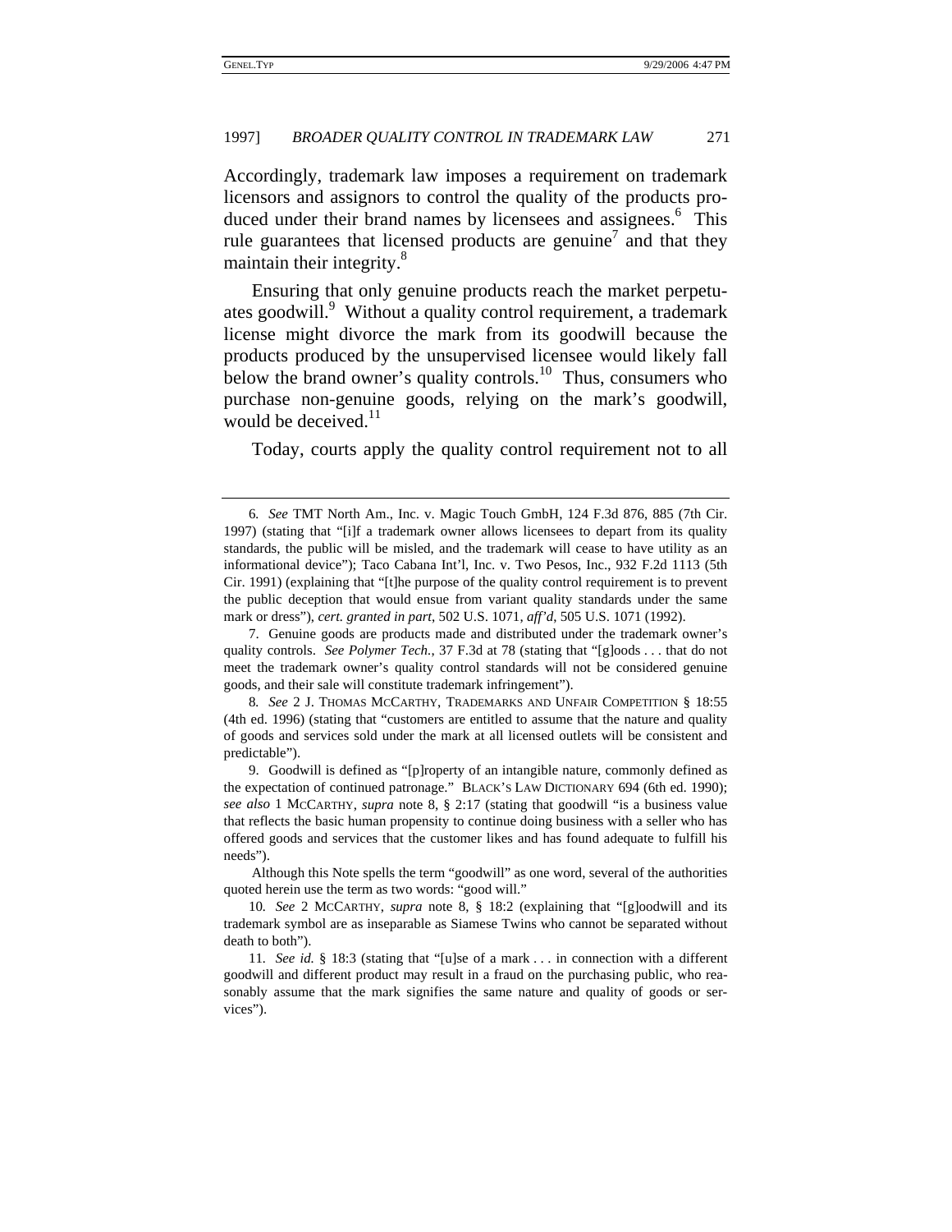Accordingly, trademark law imposes a requirement on trademark licensors and assignors to control the quality of the products produced under their brand names by licensees and assignees.[6] This rule guarantees that licensed products are genuine[7] and that they maintain their integrity.[8]

Ensuring that only genuine products reach the market perpetuates goodwill.[9] Without a quality control requirement, a trademark license might divorce the mark from its goodwill because the products produced by the unsupervised licensee would likely fall below the brand owner's quality controls.[10] Thus, consumers who purchase non-genuine goods, relying on the mark's goodwill, would be deceived.[11]

Today, courts apply the quality control requirement not to all

---

6. *See* TMT North Am., Inc. v. Magic Touch GmbH, 124 F.3d 876, 885 (7th Cir. 1997) (stating that "[i]f a trademark owner allows licensees to depart from its quality standards, the public will be misled, and the trademark will cease to have utility as an informational device"); Taco Cabana Int'l, Inc. v. Two Pesos, Inc., 932 F.2d 1113 (5th Cir. 1991) (explaining that "[t]he purpose of the quality control requirement is to prevent the public deception that would ensue from variant quality standards under the same mark or dress"), *cert. granted in part*, 502 U.S. 1071, *aff'd*, 505 U.S. 1071 (1992).

7. Genuine goods are products made and distributed under the trademark owner's quality controls. *See Polymer Tech.*, 37 F.3d at 78 (stating that "[g]oods . . . that do not meet the trademark owner's quality control standards will not be considered genuine goods, and their sale will constitute trademark infringement").

8. *See* 2 J. THOMAS MCCARTHY, TRADEMARKS AND UNFAIR COMPETITION § 18:55 (4th ed. 1996) (stating that "customers are entitled to assume that the nature and quality of goods and services sold under the mark at all licensed outlets will be consistent and predictable").

9. Goodwill is defined as "[p]roperty of an intangible nature, commonly defined as the expectation of continued patronage." BLACK'S LAW DICTIONARY 694 (6th ed. 1990); *see also* 1 MCCARTHY, *supra* note 8, § 2:17 (stating that goodwill "is a business value that reflects the basic human propensity to continue doing business with a seller who has offered goods and services that the customer likes and has found adequate to fulfill his needs").

Although this Note spells the term "goodwill" as one word, several of the authorities quoted herein use the term as two words: "good will."

10. *See* 2 MCCARTHY, *supra* note 8, § 18:2 (explaining that "[g]oodwill and its trademark symbol are as inseparable as Siamese Twins who cannot be separated without death to both").

11. *See id.* § 18:3 (stating that "[u]se of a mark . . . in connection with a different goodwill and different product may result in a fraud on the purchasing public, who reasonably assume that the mark signifies the same nature and quality of goods or services").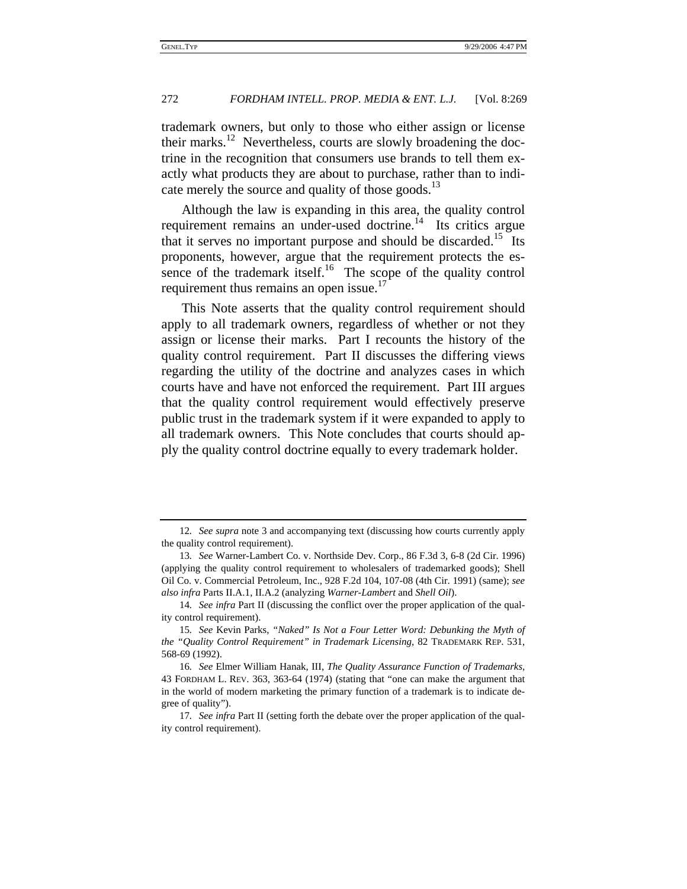trademark owners, but only to those who either assign or license their marks.[12] Nevertheless, courts are slowly broadening the doctrine in the recognition that consumers use brands to tell them exactly what products they are about to purchase, rather than to indicate merely the source and quality of those goods.[13]

Although the law is expanding in this area, the quality control requirement remains an under-used doctrine.[14] Its critics argue that it serves no important purpose and should be discarded.[15] Its proponents, however, argue that the requirement protects the essence of the trademark itself.[16] The scope of the quality control requirement thus remains an open issue.[17]

This Note asserts that the quality control requirement should apply to all trademark owners, regardless of whether or not they assign or license their marks. Part I recounts the history of the quality control requirement. Part II discusses the differing views regarding the utility of the doctrine and analyzes cases in which courts have and have not enforced the requirement. Part III argues that the quality control requirement would effectively preserve public trust in the trademark system if it were expanded to apply to all trademark owners. This Note concludes that courts should apply the quality control doctrine equally to every trademark holder.

---

12. *See supra* note 3 and accompanying text (discussing how courts currently apply the quality control requirement).

13. *See* Warner-Lambert Co. v. Northside Dev. Corp., 86 F.3d 3, 6-8 (2d Cir. 1996) (applying the quality control requirement to wholesalers of trademarked goods); Shell Oil Co. v. Commercial Petroleum, Inc., 928 F.2d 104, 107-08 (4th Cir. 1991) (same); *see also infra* Parts II.A.1, II.A.2 (analyzing *Warner-Lambert* and *Shell Oil*).

14. *See infra* Part II (discussing the conflict over the proper application of the quality control requirement).

15. *See* Kevin Parks, *"Naked" Is Not a Four Letter Word: Debunking the Myth of the "Quality Control Requirement" in Trademark Licensing*, 82 TRADEMARK REP. 531, 568-69 (1992).

16. *See* Elmer William Hanak, III, *The Quality Assurance Function of Trademarks*, 43 FORDHAM L. REV. 363, 363-64 (1974) (stating that "one can make the argument that in the world of modern marketing the primary function of a trademark is to indicate degree of quality").

17. *See infra* Part II (setting forth the debate over the proper application of the quality control requirement).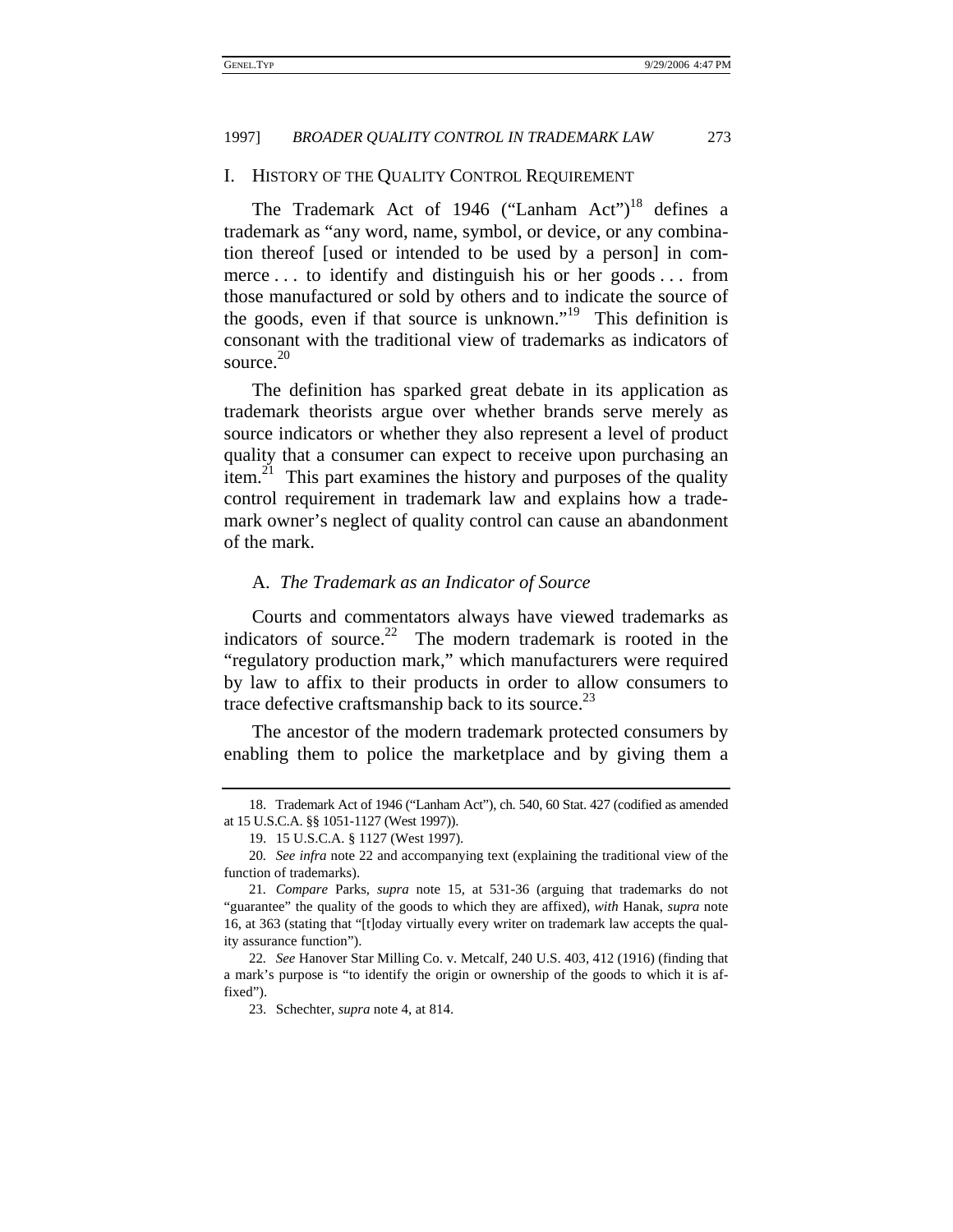## I. History of the Quality Control Requirement

The Trademark Act of 1946 ("Lanham Act")[18] defines a trademark as "any word, name, symbol, or device, or any combination thereof [used or intended to be used by a person] in commerce . . . to identify and distinguish his or her goods . . . from those manufactured or sold by others and to indicate the source of the goods, even if that source is unknown."[19] This definition is consonant with the traditional view of trademarks as indicators of source.[20]

The definition has sparked great debate in its application as trademark theorists argue over whether brands serve merely as source indicators or whether they also represent a level of product quality that a consumer can expect to receive upon purchasing an item.[21] This part examines the history and purposes of the quality control requirement in trademark law and explains how a trademark owner's neglect of quality control can cause an abandonment of the mark.

### A. *The Trademark as an Indicator of Source*

Courts and commentators always have viewed trademarks as indicators of source.[22] The modern trademark is rooted in the "regulatory production mark," which manufacturers were required by law to affix to their products in order to allow consumers to trace defective craftsmanship back to its source.[23]

The ancestor of the modern trademark protected consumers by enabling them to police the marketplace and by giving them a

---

18. Trademark Act of 1946 ("Lanham Act"), ch. 540, 60 Stat. 427 (codified as amended at 15 U.S.C.A. §§ 1051-1127 (West 1997)).

19. 15 U.S.C.A. § 1127 (West 1997).

20. *See infra* note 22 and accompanying text (explaining the traditional view of the function of trademarks).

21. *Compare* Parks, *supra* note 15, at 531-36 (arguing that trademarks do not "guarantee" the quality of the goods to which they are affixed), *with* Hanak, *supra* note 16, at 363 (stating that "[t]oday virtually every writer on trademark law accepts the quality assurance function").

22. *See* Hanover Star Milling Co. v. Metcalf, 240 U.S. 403, 412 (1916) (finding that a mark's purpose is "to identify the origin or ownership of the goods to which it is affixed").

23. Schechter, *supra* note 4, at 814.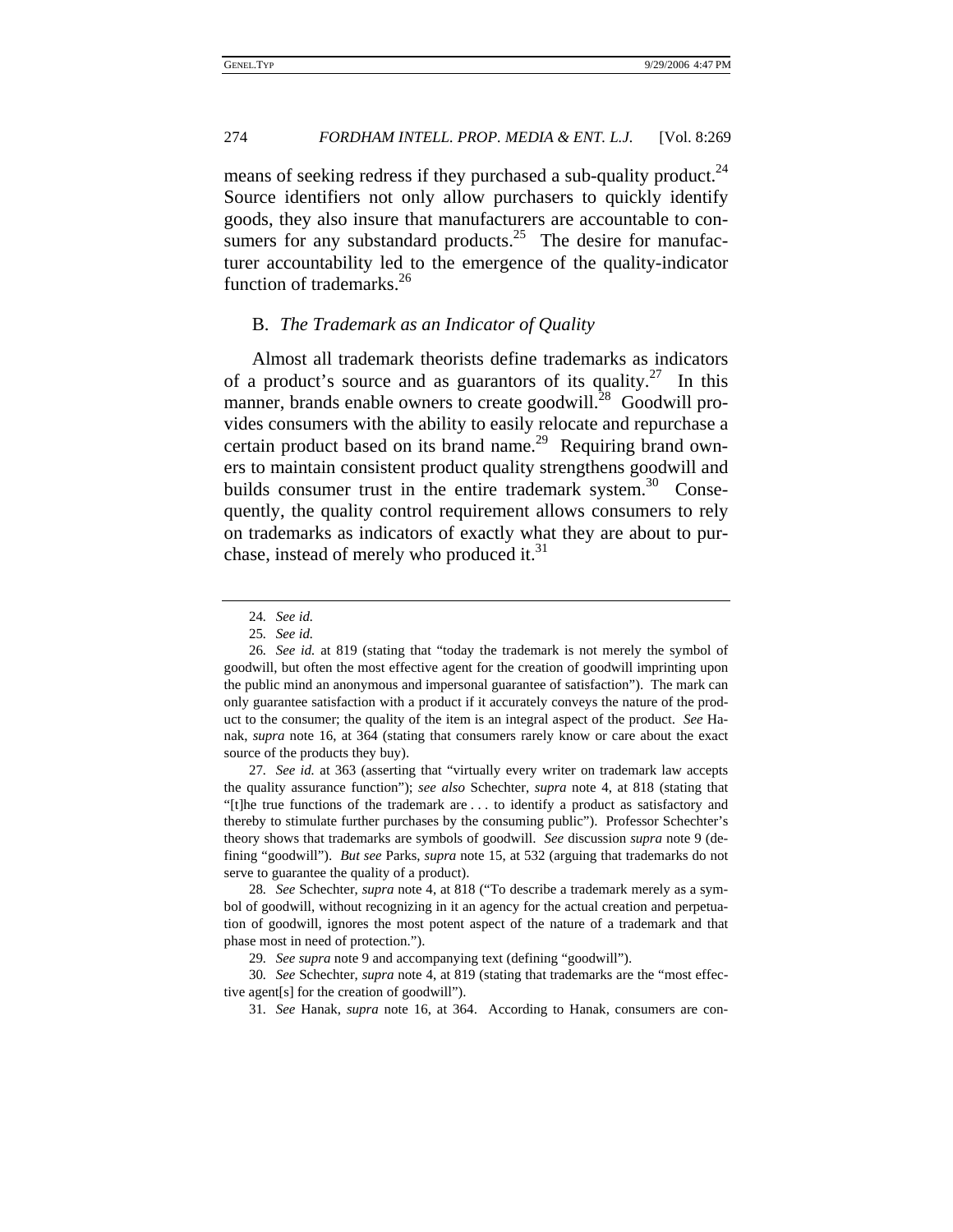means of seeking redress if they purchased a sub-quality product.[24] Source identifiers not only allow purchasers to quickly identify goods, they also insure that manufacturers are accountable to consumers for any substandard products.[25] The desire for manufacturer accountability led to the emergence of the quality-indicator function of trademarks.[26]

## B. *The Trademark as an Indicator of Quality*

Almost all trademark theorists define trademarks as indicators of a product's source and as guarantors of its quality.[27] In this manner, brands enable owners to create goodwill.[28] Goodwill provides consumers with the ability to easily relocate and repurchase a certain product based on its brand name.[29] Requiring brand owners to maintain consistent product quality strengthens goodwill and builds consumer trust in the entire trademark system.[30] Consequently, the quality control requirement allows consumers to rely on trademarks as indicators of exactly what they are about to purchase, instead of merely who produced it.[31]

---

24. *See id.*

25. *See id.*

26. *See id.* at 819 (stating that "today the trademark is not merely the symbol of goodwill, but often the most effective agent for the creation of goodwill imprinting upon the public mind an anonymous and impersonal guarantee of satisfaction"). The mark can only guarantee satisfaction with a product if it accurately conveys the nature of the product to the consumer; the quality of the item is an integral aspect of the product. *See* Hanak, *supra* note 16, at 364 (stating that consumers rarely know or care about the exact source of the products they buy).

27. *See id.* at 363 (asserting that "virtually every writer on trademark law accepts the quality assurance function"); *see also* Schechter, *supra* note 4, at 818 (stating that "[t]he true functions of the trademark are . . . to identify a product as satisfactory and thereby to stimulate further purchases by the consuming public"). Professor Schechter's theory shows that trademarks are symbols of goodwill. *See* discussion *supra* note 9 (defining "goodwill"). *But see* Parks, *supra* note 15, at 532 (arguing that trademarks do not serve to guarantee the quality of a product).

28. *See* Schechter, *supra* note 4, at 818 ("To describe a trademark merely as a symbol of goodwill, without recognizing in it an agency for the actual creation and perpetuation of goodwill, ignores the most potent aspect of the nature of a trademark and that phase most in need of protection.").

29. *See supra* note 9 and accompanying text (defining "goodwill").

30. *See* Schechter, *supra* note 4, at 819 (stating that trademarks are the "most effective agent[s] for the creation of goodwill").

31. *See* Hanak, *supra* note 16, at 364. According to Hanak, consumers are con-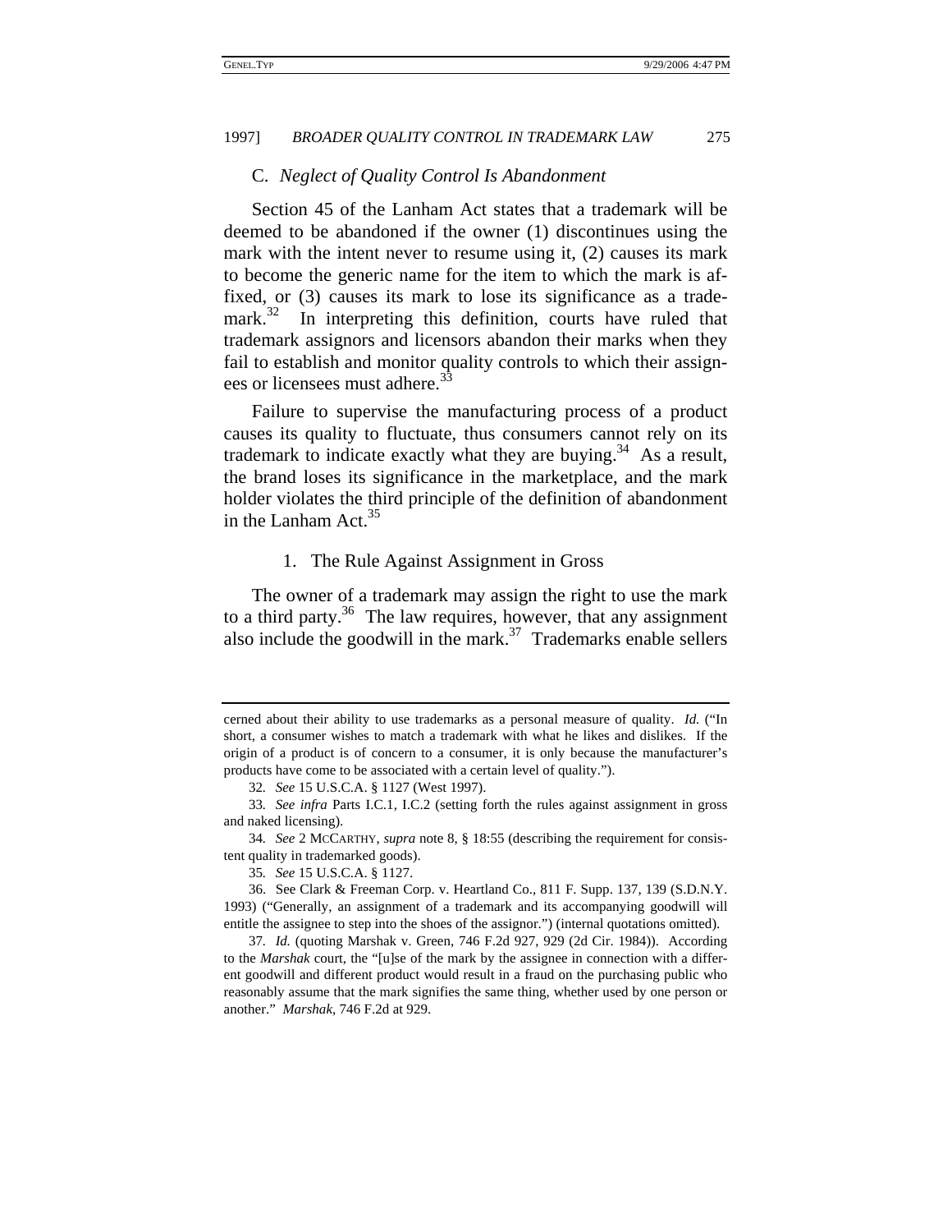### C. *Neglect of Quality Control Is Abandonment*

Section 45 of the Lanham Act states that a trademark will be deemed to be abandoned if the owner (1) discontinues using the mark with the intent never to resume using it, (2) causes its mark to become the generic name for the item to which the mark is affixed, or (3) causes its mark to lose its significance as a trademark.[32] In interpreting this definition, courts have ruled that trademark assignors and licensors abandon their marks when they fail to establish and monitor quality controls to which their assignees or licensees must adhere.[33]

Failure to supervise the manufacturing process of a product causes its quality to fluctuate, thus consumers cannot rely on its trademark to indicate exactly what they are buying.[34] As a result, the brand loses its significance in the marketplace, and the mark holder violates the third principle of the definition of abandonment in the Lanham Act.[35]

#### 1. The Rule Against Assignment in Gross

The owner of a trademark may assign the right to use the mark to a third party.[36] The law requires, however, that any assignment also include the goodwill in the mark.[37] Trademarks enable sellers

---

cerned about their ability to use trademarks as a personal measure of quality. *Id.* ("In short, a consumer wishes to match a trademark with what he likes and dislikes. If the origin of a product is of concern to a consumer, it is only because the manufacturer's products have come to be associated with a certain level of quality.").

32. *See* 15 U.S.C.A. § 1127 (West 1997).

33. *See infra* Parts I.C.1, I.C.2 (setting forth the rules against assignment in gross and naked licensing).

34. *See* 2 MCCARTHY, *supra* note 8, § 18:55 (describing the requirement for consistent quality in trademarked goods).

35. *See* 15 U.S.C.A. § 1127.

36. See Clark & Freeman Corp. v. Heartland Co., 811 F. Supp. 137, 139 (S.D.N.Y. 1993) ("Generally, an assignment of a trademark and its accompanying goodwill will entitle the assignee to step into the shoes of the assignor.") (internal quotations omitted).

37. *Id.* (quoting Marshak v. Green, 746 F.2d 927, 929 (2d Cir. 1984)). According to the *Marshak* court, the "[u]se of the mark by the assignee in connection with a different goodwill and different product would result in a fraud on the purchasing public who reasonably assume that the mark signifies the same thing, whether used by one person or another." *Marshak*, 746 F.2d at 929.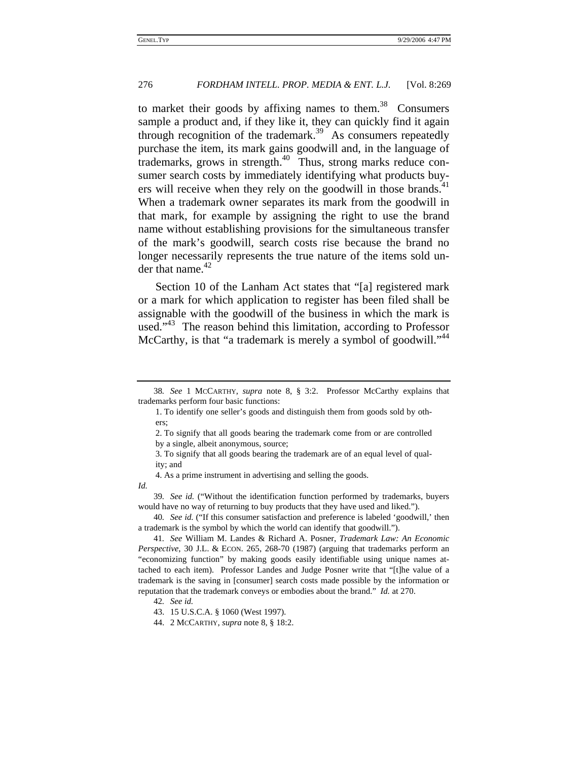to market their goods by affixing names to them.[38] Consumers sample a product and, if they like it, they can quickly find it again through recognition of the trademark.[39] As consumers repeatedly purchase the item, its mark gains goodwill and, in the language of trademarks, grows in strength.[40] Thus, strong marks reduce consumer search costs by immediately identifying what products buyers will receive when they rely on the goodwill in those brands.[41] When a trademark owner separates its mark from the goodwill in that mark, for example by assigning the right to use the brand name without establishing provisions for the simultaneous transfer of the mark's goodwill, search costs rise because the brand no longer necessarily represents the true nature of the items sold under that name.[42]

Section 10 of the Lanham Act states that "[a] registered mark or a mark for which application to register has been filed shall be assignable with the goodwill of the business in which the mark is used."[43] The reason behind this limitation, according to Professor McCarthy, is that "a trademark is merely a symbol of goodwill."[44]

---

38. *See* 1 McCarthy, *supra* note 8, § 3:2. Professor McCarthy explains that trademarks perform four basic functions:

> 1. To identify one seller's goods and distinguish them from goods sold by others;
>
> 2. To signify that all goods bearing the trademark come from or are controlled by a single, albeit anonymous, source;
>
> 3. To signify that all goods bearing the trademark are of an equal level of quality; and
>
> 4. As a prime instrument in advertising and selling the goods.

*Id.*

39. *See id.* ("Without the identification function performed by trademarks, buyers would have no way of returning to buy products that they have used and liked.").

40. *See id.* ("If this consumer satisfaction and preference is labeled 'goodwill,' then a trademark is the symbol by which the world can identify that goodwill.").

41. *See* William M. Landes & Richard A. Posner, *Trademark Law: An Economic Perspective*, 30 J.L. & Econ. 265, 268-70 (1987) (arguing that trademarks perform an "economizing function" by making goods easily identifiable using unique names attached to each item). Professor Landes and Judge Posner write that "[t]he value of a trademark is the saving in [consumer] search costs made possible by the information or reputation that the trademark conveys or embodies about the brand." *Id.* at 270.

42. *See id.*

43. 15 U.S.C.A. § 1060 (West 1997).

44. 2 McCarthy, *supra* note 8, § 18:2.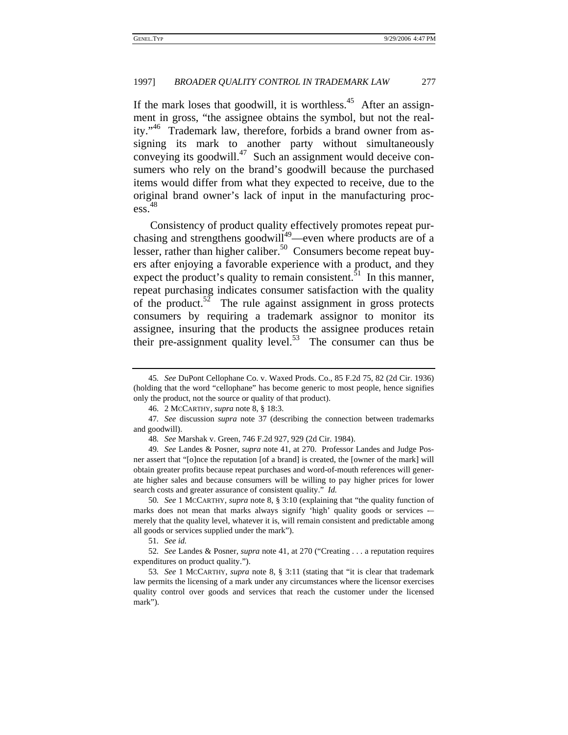If the mark loses that goodwill, it is worthless.[45] After an assignment in gross, "the assignee obtains the symbol, but not the reality."[46] Trademark law, therefore, forbids a brand owner from assigning its mark to another party without simultaneously conveying its goodwill.[47] Such an assignment would deceive consumers who rely on the brand's goodwill because the purchased items would differ from what they expected to receive, due to the original brand owner's lack of input in the manufacturing process.[48]

Consistency of product quality effectively promotes repeat purchasing and strengthens goodwill[49]—even where products are of a lesser, rather than higher caliber.[50] Consumers become repeat buyers after enjoying a favorable experience with a product, and they expect the product's quality to remain consistent.[51] In this manner, repeat purchasing indicates consumer satisfaction with the quality of the product.[52] The rule against assignment in gross protects consumers by requiring a trademark assignor to monitor its assignee, insuring that the products the assignee produces retain their pre-assignment quality level.[53] The consumer can thus be

---

45. *See* DuPont Cellophane Co. v. Waxed Prods. Co., 85 F.2d 75, 82 (2d Cir. 1936) (holding that the word "cellophane" has become generic to most people, hence signifies only the product, not the source or quality of that product).

46. 2 MCCARTHY, *supra* note 8, § 18:3.

47. *See* discussion *supra* note 37 (describing the connection between trademarks and goodwill).

48. *See* Marshak v. Green, 746 F.2d 927, 929 (2d Cir. 1984).

49. *See* Landes & Posner, *supra* note 41, at 270. Professor Landes and Judge Posner assert that "[o]nce the reputation [of a brand] is created, the [owner of the mark] will obtain greater profits because repeat purchases and word-of-mouth references will generate higher sales and because consumers will be willing to pay higher prices for lower search costs and greater assurance of consistent quality." *Id.*

50. *See* 1 MCCARTHY, *supra* note 8, § 3:10 (explaining that "the quality function of marks does not mean that marks always signify 'high' quality goods or services -– merely that the quality level, whatever it is, will remain consistent and predictable among all goods or services supplied under the mark").

51. *See id.*

52. *See* Landes & Posner, *supra* note 41, at 270 ("Creating . . . a reputation requires expenditures on product quality.").

53. *See* 1 MCCARTHY, *supra* note 8, § 3:11 (stating that "it is clear that trademark law permits the licensing of a mark under any circumstances where the licensor exercises quality control over goods and services that reach the customer under the licensed mark").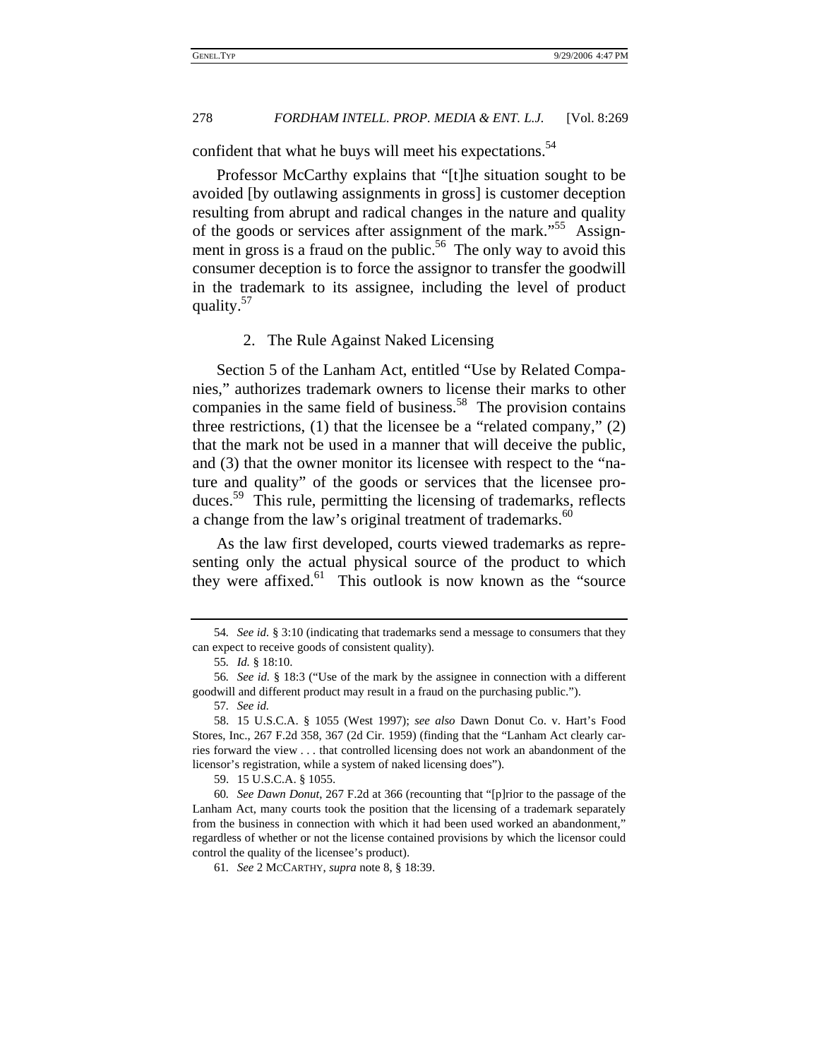confident that what he buys will meet his expectations.[54]

Professor McCarthy explains that "[t]he situation sought to be avoided [by outlawing assignments in gross] is customer deception resulting from abrupt and radical changes in the nature and quality of the goods or services after assignment of the mark."[55] Assignment in gross is a fraud on the public.[56] The only way to avoid this consumer deception is to force the assignor to transfer the goodwill in the trademark to its assignee, including the level of product quality.[57]

### 2. The Rule Against Naked Licensing

Section 5 of the Lanham Act, entitled "Use by Related Companies," authorizes trademark owners to license their marks to other companies in the same field of business.[58] The provision contains three restrictions, (1) that the licensee be a "related company," (2) that the mark not be used in a manner that will deceive the public, and (3) that the owner monitor its licensee with respect to the "nature and quality" of the goods or services that the licensee produces.[59] This rule, permitting the licensing of trademarks, reflects a change from the law's original treatment of trademarks.[60]

As the law first developed, courts viewed trademarks as representing only the actual physical source of the product to which they were affixed.[61] This outlook is now known as the "source

---

54. *See id.* § 3:10 (indicating that trademarks send a message to consumers that they can expect to receive goods of consistent quality).

55. *Id.* § 18:10.

56. *See id.* § 18:3 ("Use of the mark by the assignee in connection with a different goodwill and different product may result in a fraud on the purchasing public.").

57. *See id.*

58. 15 U.S.C.A. § 1055 (West 1997); *see also* Dawn Donut Co. v. Hart's Food Stores, Inc., 267 F.2d 358, 367 (2d Cir. 1959) (finding that the "Lanham Act clearly carries forward the view . . . that controlled licensing does not work an abandonment of the licensor's registration, while a system of naked licensing does").

59. 15 U.S.C.A. § 1055.

60. *See Dawn Donut*, 267 F.2d at 366 (recounting that "[p]rior to the passage of the Lanham Act, many courts took the position that the licensing of a trademark separately from the business in connection with which it had been used worked an abandonment," regardless of whether or not the license contained provisions by which the licensor could control the quality of the licensee's product).

61. *See* 2 MCCARTHY, *supra* note 8, § 18:39.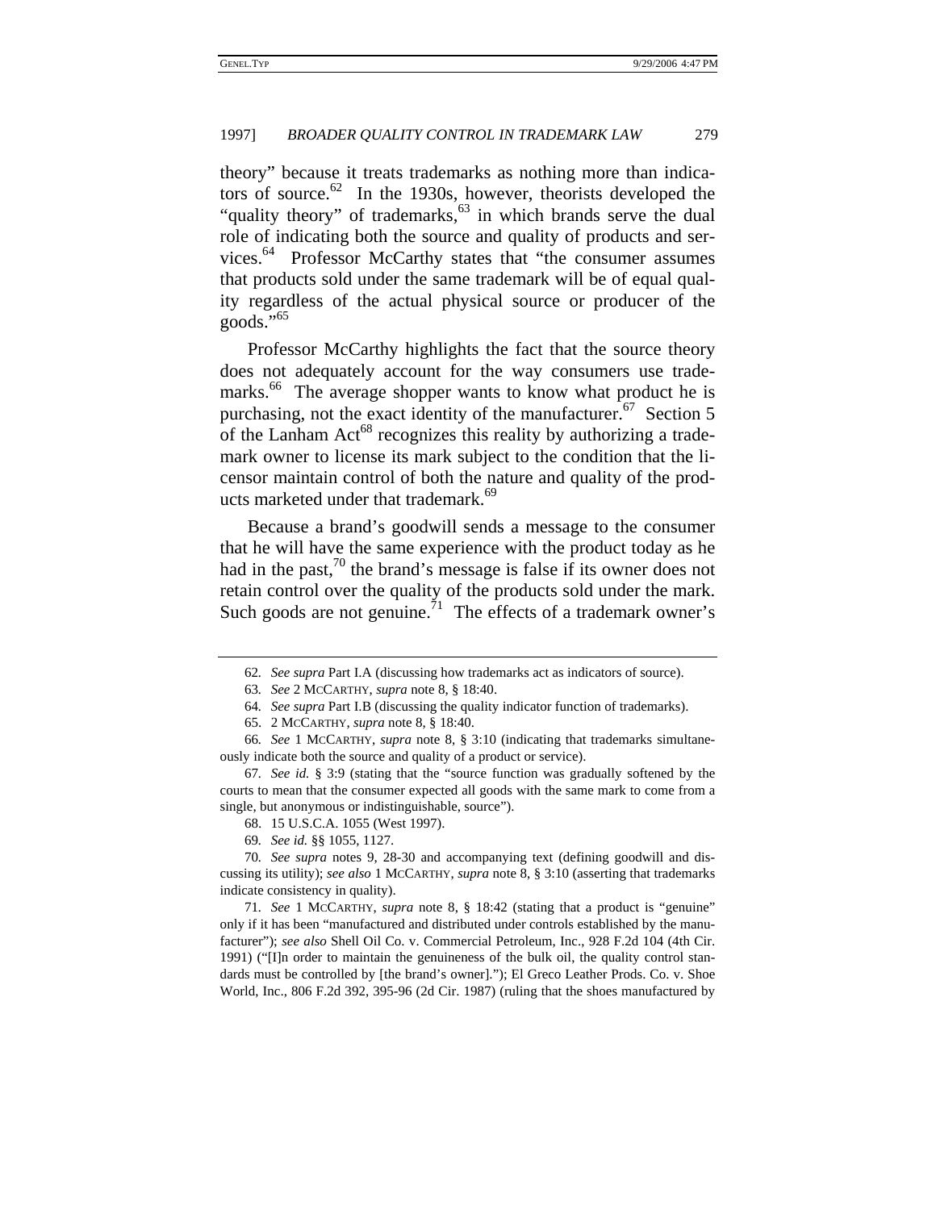theory" because it treats trademarks as nothing more than indicators of source.[62] In the 1930s, however, theorists developed the "quality theory" of trademarks,[63] in which brands serve the dual role of indicating both the source and quality of products and services.[64] Professor McCarthy states that "the consumer assumes that products sold under the same trademark will be of equal quality regardless of the actual physical source or producer of the goods."[65]

Professor McCarthy highlights the fact that the source theory does not adequately account for the way consumers use trademarks.[66] The average shopper wants to know what product he is purchasing, not the exact identity of the manufacturer.[67] Section 5 of the Lanham Act[68] recognizes this reality by authorizing a trademark owner to license its mark subject to the condition that the licensor maintain control of both the nature and quality of the products marketed under that trademark.[69]

Because a brand's goodwill sends a message to the consumer that he will have the same experience with the product today as he had in the past,[70] the brand's message is false if its owner does not retain control over the quality of the products sold under the mark. Such goods are not genuine.[71] The effects of a trademark owner's

---

62. *See supra* Part I.A (discussing how trademarks act as indicators of source).

63. *See* 2 MCCARTHY, *supra* note 8, § 18:40.

64. *See supra* Part I.B (discussing the quality indicator function of trademarks).

65. 2 MCCARTHY, *supra* note 8, § 18:40.

66. *See* 1 MCCARTHY, *supra* note 8, § 3:10 (indicating that trademarks simultaneously indicate both the source and quality of a product or service).

67. *See id.* § 3:9 (stating that the "source function was gradually softened by the courts to mean that the consumer expected all goods with the same mark to come from a single, but anonymous or indistinguishable, source").

68. 15 U.S.C.A. 1055 (West 1997).

69. *See id.* §§ 1055, 1127.

70. *See supra* notes 9, 28-30 and accompanying text (defining goodwill and discussing its utility); *see also* 1 MCCARTHY, *supra* note 8, § 3:10 (asserting that trademarks indicate consistency in quality).

71. *See* 1 MCCARTHY, *supra* note 8, § 18:42 (stating that a product is "genuine" only if it has been "manufactured and distributed under controls established by the manufacturer"); *see also* Shell Oil Co. v. Commercial Petroleum, Inc., 928 F.2d 104 (4th Cir. 1991) ("[I]n order to maintain the genuineness of the bulk oil, the quality control standards must be controlled by [the brand's owner]."); El Greco Leather Prods. Co. v. Shoe World, Inc., 806 F.2d 392, 395-96 (2d Cir. 1987) (ruling that the shoes manufactured by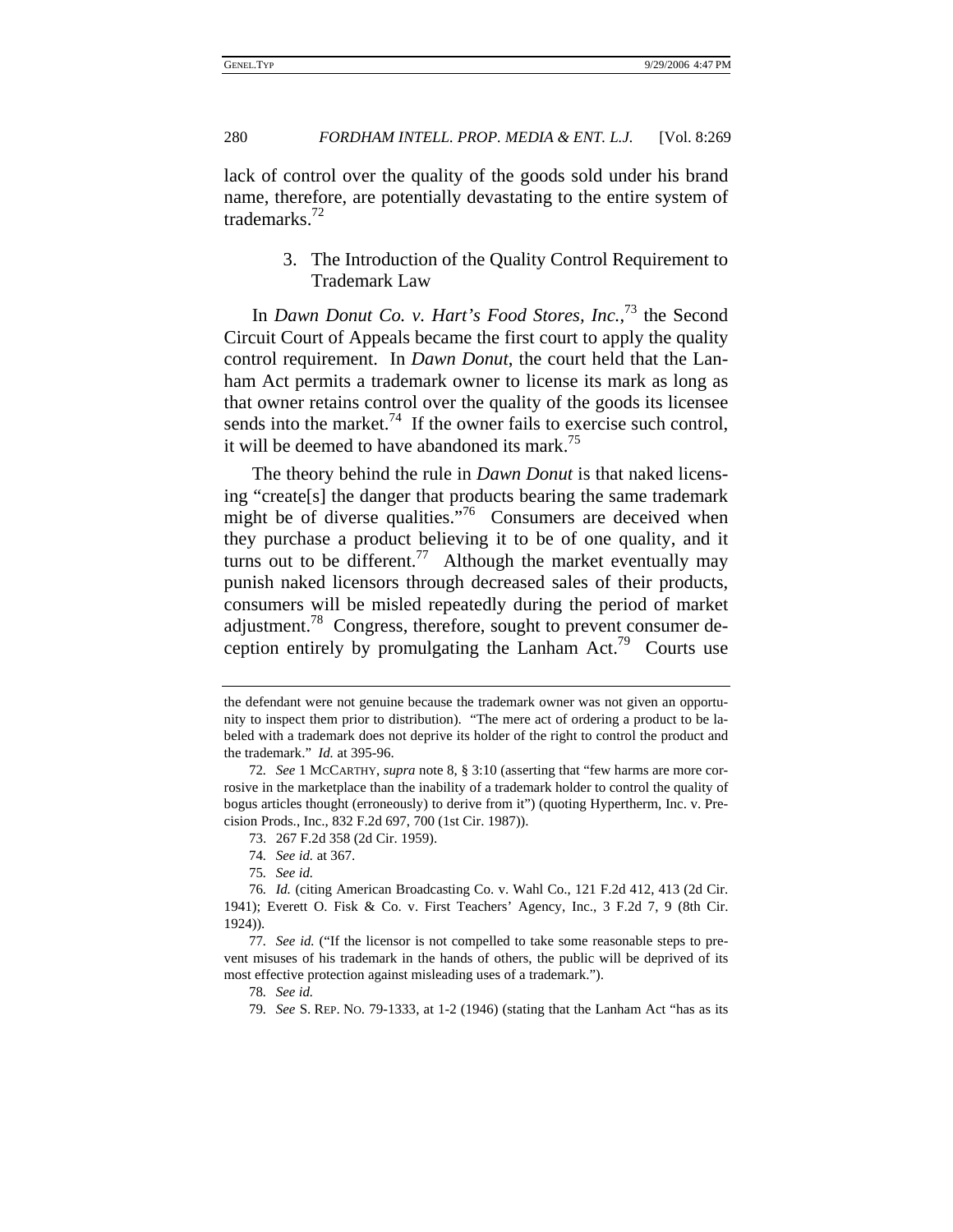lack of control over the quality of the goods sold under his brand name, therefore, are potentially devastating to the entire system of trademarks.[72]

### 3. The Introduction of the Quality Control Requirement to Trademark Law

In *Dawn Donut Co. v. Hart's Food Stores, Inc.*,[73] the Second Circuit Court of Appeals became the first court to apply the quality control requirement. In *Dawn Donut*, the court held that the Lanham Act permits a trademark owner to license its mark as long as that owner retains control over the quality of the goods its licensee sends into the market.[74] If the owner fails to exercise such control, it will be deemed to have abandoned its mark.[75]

The theory behind the rule in *Dawn Donut* is that naked licensing "create[s] the danger that products bearing the same trademark might be of diverse qualities."[76] Consumers are deceived when they purchase a product believing it to be of one quality, and it turns out to be different.[77] Although the market eventually may punish naked licensors through decreased sales of their products, consumers will be misled repeatedly during the period of market adjustment.[78] Congress, therefore, sought to prevent consumer deception entirely by promulgating the Lanham Act.[79] Courts use

---

the defendant were not genuine because the trademark owner was not given an opportunity to inspect them prior to distribution). "The mere act of ordering a product to be labeled with a trademark does not deprive its holder of the right to control the product and the trademark." *Id.* at 395-96.

72. *See* 1 MCCARTHY, *supra* note 8, § 3:10 (asserting that "few harms are more corrosive in the marketplace than the inability of a trademark holder to control the quality of bogus articles thought (erroneously) to derive from it") (quoting Hypertherm, Inc. v. Precision Prods., Inc., 832 F.2d 697, 700 (1st Cir. 1987)).

73. 267 F.2d 358 (2d Cir. 1959).

74. *See id.* at 367.

75. *See id.*

76. *Id.* (citing American Broadcasting Co. v. Wahl Co., 121 F.2d 412, 413 (2d Cir. 1941); Everett O. Fisk & Co. v. First Teachers' Agency, Inc., 3 F.2d 7, 9 (8th Cir. 1924)).

77. *See id.* ("If the licensor is not compelled to take some reasonable steps to prevent misuses of his trademark in the hands of others, the public will be deprived of its most effective protection against misleading uses of a trademark.").

78. *See id.*

79. *See* S. REP. NO. 79-1333, at 1-2 (1946) (stating that the Lanham Act "has as its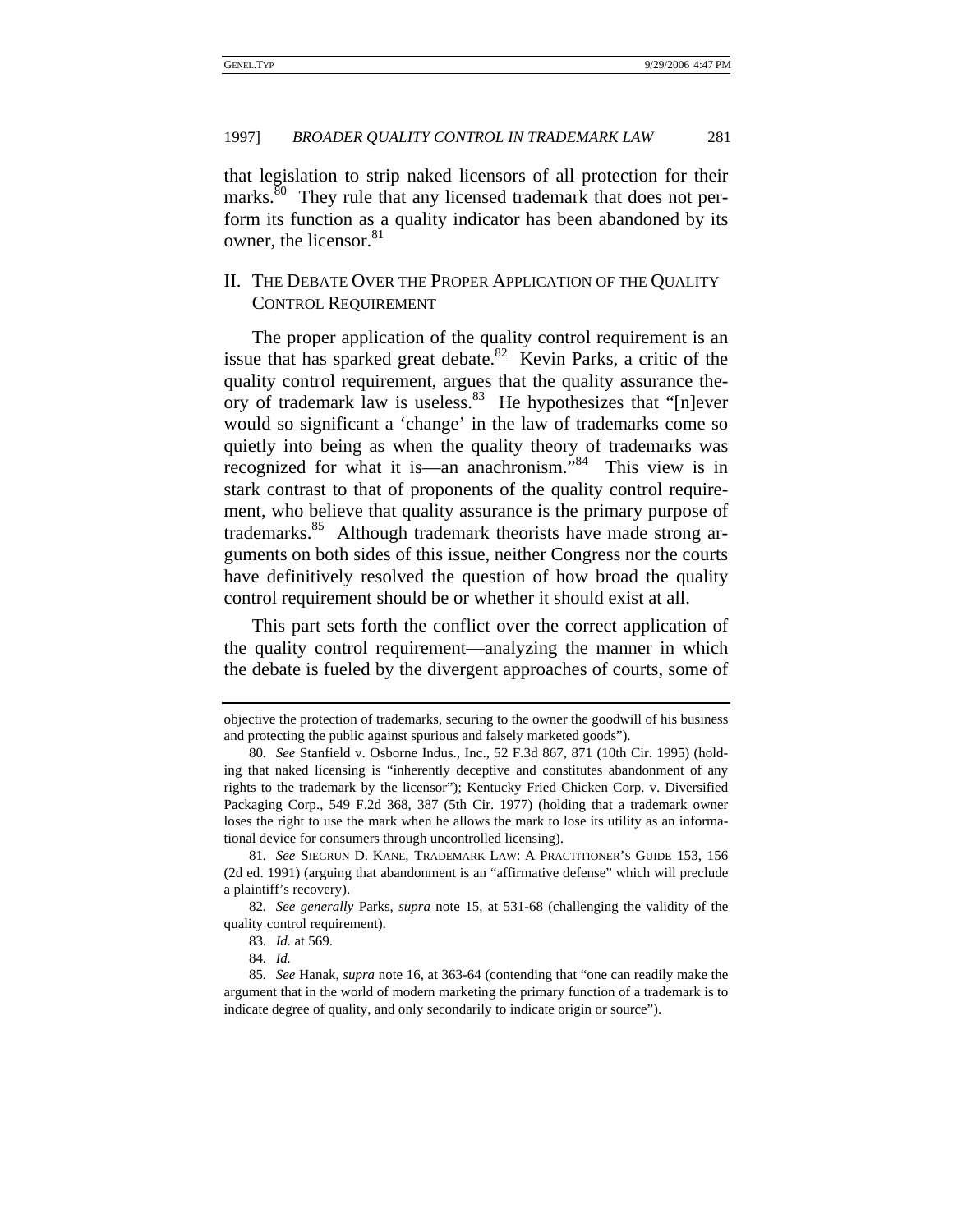that legislation to strip naked licensors of all protection for their marks.[80] They rule that any licensed trademark that does not perform its function as a quality indicator has been abandoned by its owner, the licensor.[81]

## II. The Debate Over the Proper Application of the Quality Control Requirement

The proper application of the quality control requirement is an issue that has sparked great debate.[82] Kevin Parks, a critic of the quality control requirement, argues that the quality assurance theory of trademark law is useless.[83] He hypothesizes that "[n]ever would so significant a 'change' in the law of trademarks come so quietly into being as when the quality theory of trademarks was recognized for what it is—an anachronism."[84] This view is in stark contrast to that of proponents of the quality control requirement, who believe that quality assurance is the primary purpose of trademarks.[85] Although trademark theorists have made strong arguments on both sides of this issue, neither Congress nor the courts have definitively resolved the question of how broad the quality control requirement should be or whether it should exist at all.

This part sets forth the conflict over the correct application of the quality control requirement—analyzing the manner in which the debate is fueled by the divergent approaches of courts, some of

---

objective the protection of trademarks, securing to the owner the goodwill of his business and protecting the public against spurious and falsely marketed goods").

80. *See* Stanfield v. Osborne Indus., Inc., 52 F.3d 867, 871 (10th Cir. 1995) (holding that naked licensing is "inherently deceptive and constitutes abandonment of any rights to the trademark by the licensor"); Kentucky Fried Chicken Corp. v. Diversified Packaging Corp., 549 F.2d 368, 387 (5th Cir. 1977) (holding that a trademark owner loses the right to use the mark when he allows the mark to lose its utility as an informational device for consumers through uncontrolled licensing).

81. *See* Siegrun D. Kane, Trademark Law: A Practitioner's Guide 153, 156 (2d ed. 1991) (arguing that abandonment is an "affirmative defense" which will preclude a plaintiff's recovery).

82. *See generally* Parks, *supra* note 15, at 531-68 (challenging the validity of the quality control requirement).

83. *Id.* at 569.

84. *Id.*

85. *See* Hanak, *supra* note 16, at 363-64 (contending that "one can readily make the argument that in the world of modern marketing the primary function of a trademark is to indicate degree of quality, and only secondarily to indicate origin or source").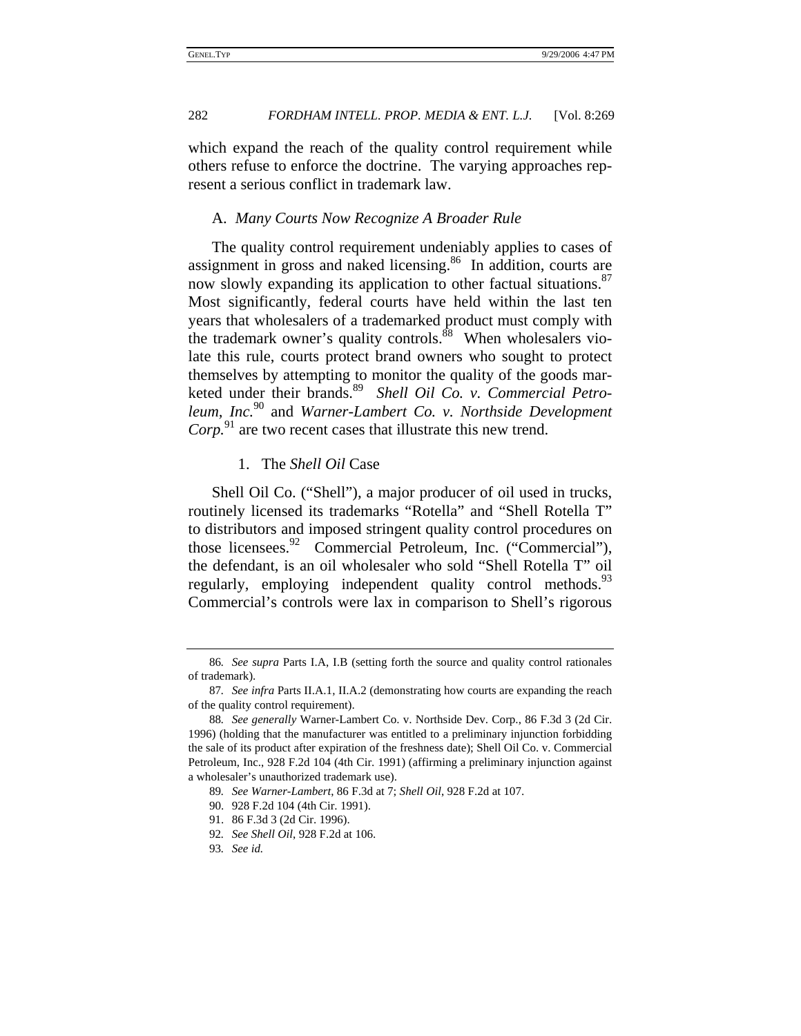which expand the reach of the quality control requirement while others refuse to enforce the doctrine. The varying approaches represent a serious conflict in trademark law.

### A. *Many Courts Now Recognize A Broader Rule*

The quality control requirement undeniably applies to cases of assignment in gross and naked licensing.[86] In addition, courts are now slowly expanding its application to other factual situations.[87] Most significantly, federal courts have held within the last ten years that wholesalers of a trademarked product must comply with the trademark owner's quality controls.[88] When wholesalers violate this rule, courts protect brand owners who sought to protect themselves by attempting to monitor the quality of the goods marketed under their brands.[89] *Shell Oil Co. v. Commercial Petroleum, Inc.*[90] and *Warner-Lambert Co. v. Northside Development Corp.*[91] are two recent cases that illustrate this new trend.

#### 1. The *Shell Oil* Case

Shell Oil Co. ("Shell"), a major producer of oil used in trucks, routinely licensed its trademarks "Rotella" and "Shell Rotella T" to distributors and imposed stringent quality control procedures on those licensees.[92] Commercial Petroleum, Inc. ("Commercial"), the defendant, is an oil wholesaler who sold "Shell Rotella T" oil regularly, employing independent quality control methods.[93] Commercial's controls were lax in comparison to Shell's rigorous

---

86. *See supra* Parts I.A, I.B (setting forth the source and quality control rationales of trademark).

87. *See infra* Parts II.A.1, II.A.2 (demonstrating how courts are expanding the reach of the quality control requirement).

88. *See generally* Warner-Lambert Co. v. Northside Dev. Corp., 86 F.3d 3 (2d Cir. 1996) (holding that the manufacturer was entitled to a preliminary injunction forbidding the sale of its product after expiration of the freshness date); Shell Oil Co. v. Commercial Petroleum, Inc., 928 F.2d 104 (4th Cir. 1991) (affirming a preliminary injunction against a wholesaler's unauthorized trademark use).

89. *See Warner-Lambert*, 86 F.3d at 7; *Shell Oil*, 928 F.2d at 107.

90. 928 F.2d 104 (4th Cir. 1991).

91. 86 F.3d 3 (2d Cir. 1996).

92. *See Shell Oil*, 928 F.2d at 106.

93. *See id.*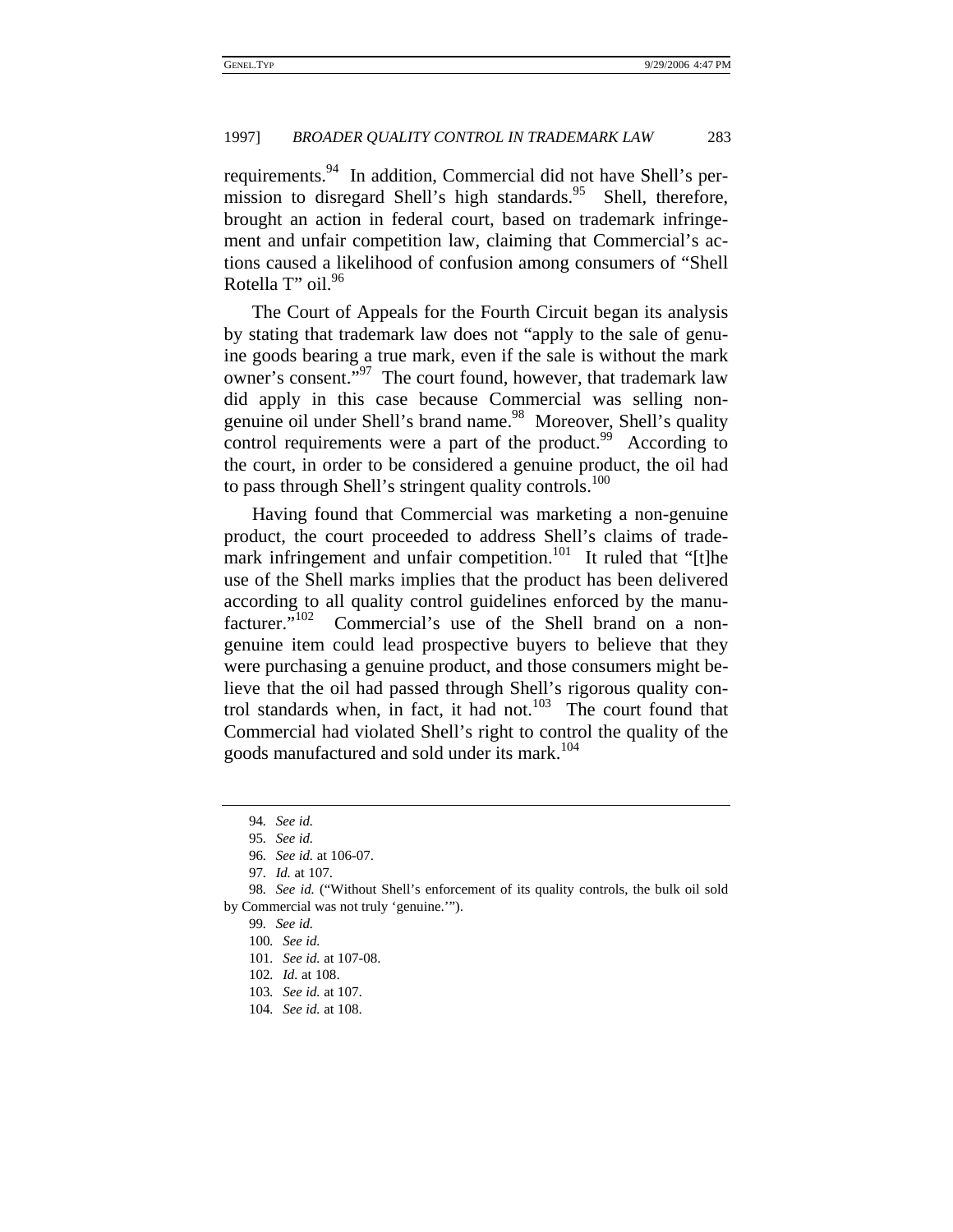requirements.[94] In addition, Commercial did not have Shell's permission to disregard Shell's high standards.[95] Shell, therefore, brought an action in federal court, based on trademark infringement and unfair competition law, claiming that Commercial's actions caused a likelihood of confusion among consumers of "Shell Rotella T" oil.[96]

The Court of Appeals for the Fourth Circuit began its analysis by stating that trademark law does not "apply to the sale of genuine goods bearing a true mark, even if the sale is without the mark owner's consent."[97] The court found, however, that trademark law did apply in this case because Commercial was selling non-genuine oil under Shell's brand name.[98] Moreover, Shell's quality control requirements were a part of the product.[99] According to the court, in order to be considered a genuine product, the oil had to pass through Shell's stringent quality controls.[100]

Having found that Commercial was marketing a non-genuine product, the court proceeded to address Shell's claims of trademark infringement and unfair competition.[101] It ruled that "[t]he use of the Shell marks implies that the product has been delivered according to all quality control guidelines enforced by the manufacturer."[102] Commercial's use of the Shell brand on a non-genuine item could lead prospective buyers to believe that they were purchasing a genuine product, and those consumers might believe that the oil had passed through Shell's rigorous quality control standards when, in fact, it had not.[103] The court found that Commercial had violated Shell's right to control the quality of the goods manufactured and sold under its mark.[104]

---

94. *See id.*

95. *See id.*

96. *See id.* at 106-07.

97. *Id.* at 107.

98. *See id.* ("Without Shell's enforcement of its quality controls, the bulk oil sold by Commercial was not truly 'genuine.'").

99. *See id.*

100. *See id.*

101. *See id.* at 107-08.

102. *Id.* at 108.

103. *See id.* at 107.

104. *See id.* at 108.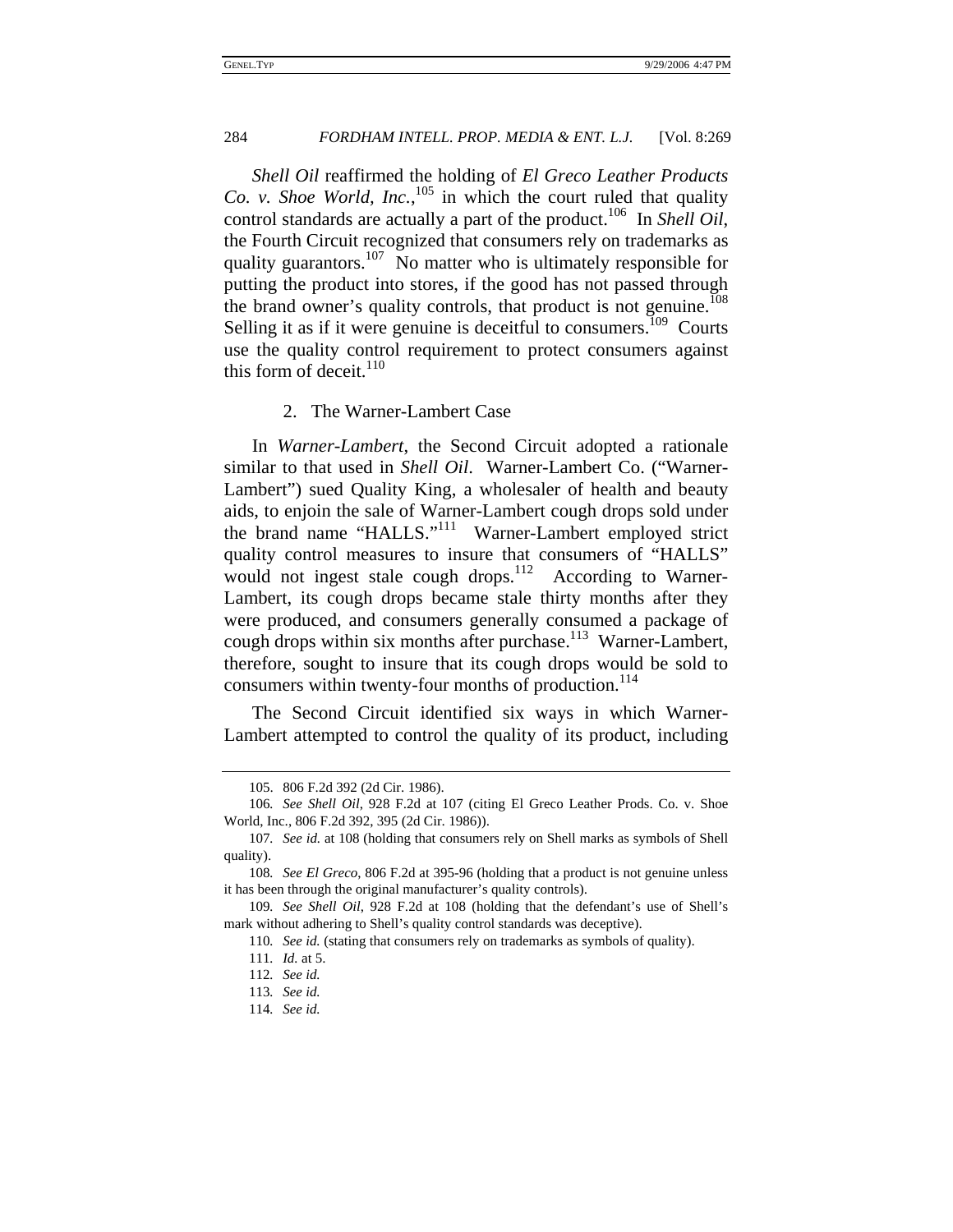*Shell Oil* reaffirmed the holding of *El Greco Leather Products Co. v. Shoe World, Inc.*,[105] in which the court ruled that quality control standards are actually a part of the product.[106] In *Shell Oil*, the Fourth Circuit recognized that consumers rely on trademarks as quality guarantors.[107] No matter who is ultimately responsible for putting the product into stores, if the good has not passed through the brand owner's quality controls, that product is not genuine.[108] Selling it as if it were genuine is deceitful to consumers.[109] Courts use the quality control requirement to protect consumers against this form of deceit.[110]

### 2. The Warner-Lambert Case

In *Warner-Lambert*, the Second Circuit adopted a rationale similar to that used in *Shell Oil*. Warner-Lambert Co. ("Warner-Lambert") sued Quality King, a wholesaler of health and beauty aids, to enjoin the sale of Warner-Lambert cough drops sold under the brand name "HALLS."[111] Warner-Lambert employed strict quality control measures to insure that consumers of "HALLS" would not ingest stale cough drops.[112] According to Warner-Lambert, its cough drops became stale thirty months after they were produced, and consumers generally consumed a package of cough drops within six months after purchase.[113] Warner-Lambert, therefore, sought to insure that its cough drops would be sold to consumers within twenty-four months of production.[114]

The Second Circuit identified six ways in which Warner-Lambert attempted to control the quality of its product, including

---

105. 806 F.2d 392 (2d Cir. 1986).

106. *See Shell Oil*, 928 F.2d at 107 (citing El Greco Leather Prods. Co. v. Shoe World, Inc., 806 F.2d 392, 395 (2d Cir. 1986)).

107. *See id.* at 108 (holding that consumers rely on Shell marks as symbols of Shell quality).

108. *See El Greco*, 806 F.2d at 395-96 (holding that a product is not genuine unless it has been through the original manufacturer's quality controls).

109. *See Shell Oil*, 928 F.2d at 108 (holding that the defendant's use of Shell's mark without adhering to Shell's quality control standards was deceptive).

110. *See id.* (stating that consumers rely on trademarks as symbols of quality).

111. *Id.* at 5.

112. *See id.*

113. *See id.*

114. *See id.*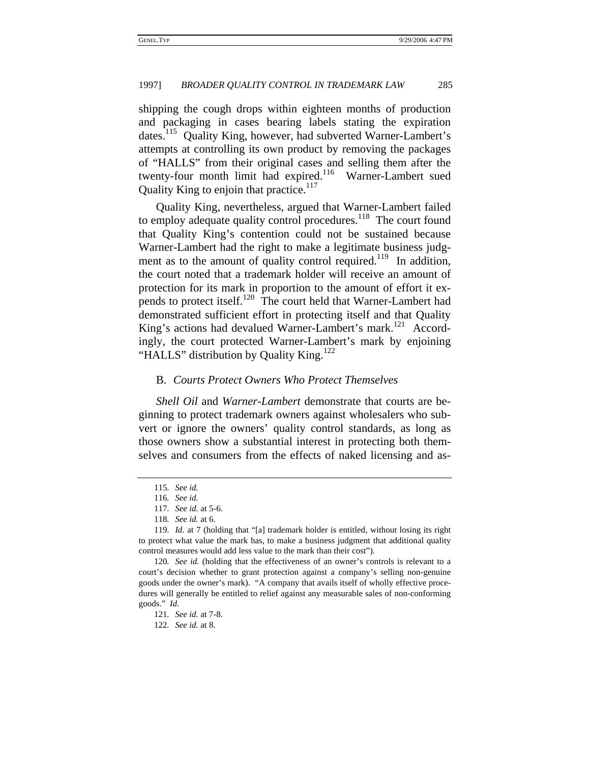shipping the cough drops within eighteen months of production and packaging in cases bearing labels stating the expiration dates.[115] Quality King, however, had subverted Warner-Lambert's attempts at controlling its own product by removing the packages of "HALLS" from their original cases and selling them after the twenty-four month limit had expired.[116] Warner-Lambert sued Quality King to enjoin that practice.[117]

Quality King, nevertheless, argued that Warner-Lambert failed to employ adequate quality control procedures.[118] The court found that Quality King's contention could not be sustained because Warner-Lambert had the right to make a legitimate business judgment as to the amount of quality control required.[119] In addition, the court noted that a trademark holder will receive an amount of protection for its mark in proportion to the amount of effort it expends to protect itself.[120] The court held that Warner-Lambert had demonstrated sufficient effort in protecting itself and that Quality King's actions had devalued Warner-Lambert's mark.[121] Accordingly, the court protected Warner-Lambert's mark by enjoining "HALLS" distribution by Quality King.[122]

## B. *Courts Protect Owners Who Protect Themselves*

*Shell Oil* and *Warner-Lambert* demonstrate that courts are beginning to protect trademark owners against wholesalers who subvert or ignore the owners' quality control standards, as long as those owners show a substantial interest in protecting both themselves and consumers from the effects of naked licensing and as-

---

115. *See id.*

116. *See id.*

117. *See id.* at 5-6.

118. *See id.* at 6.

119. *Id.* at 7 (holding that "[a] trademark holder is entitled, without losing its right to protect what value the mark has, to make a business judgment that additional quality control measures would add less value to the mark than their cost").

120. *See id.* (holding that the effectiveness of an owner's controls is relevant to a court's decision whether to grant protection against a company's selling non-genuine goods under the owner's mark). "A company that avails itself of wholly effective procedures will generally be entitled to relief against any measurable sales of non-conforming goods." *Id.*

121. *See id.* at 7-8.

122. *See id.* at 8.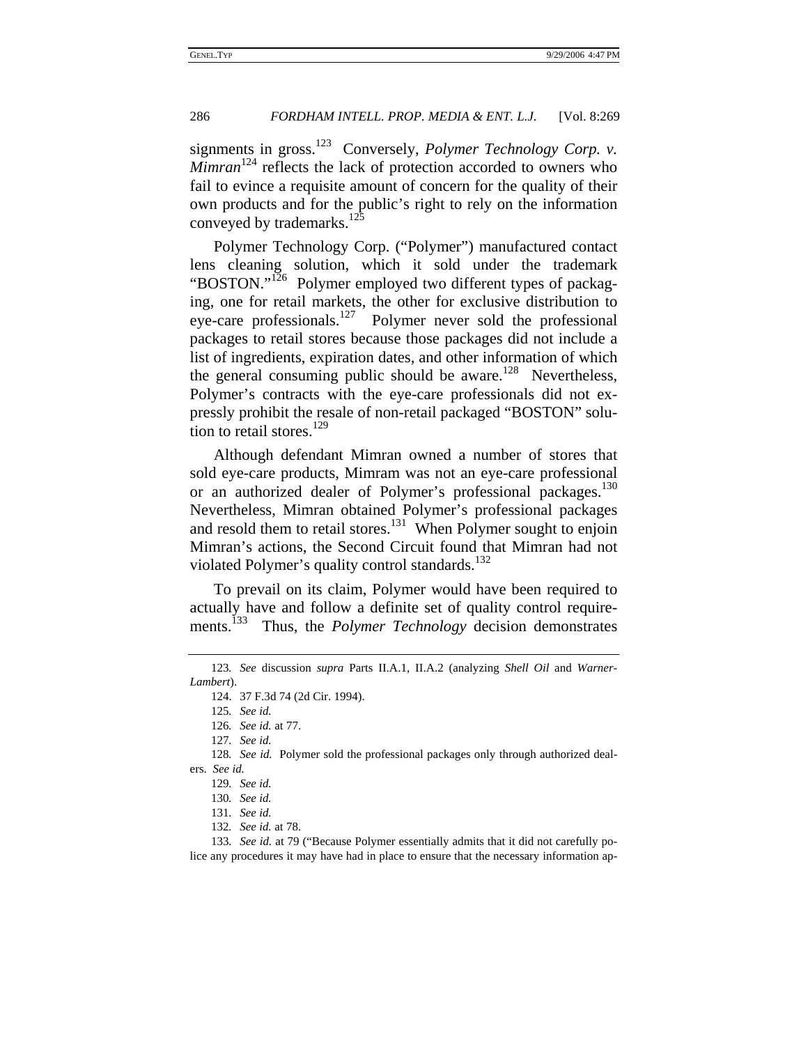signments in gross.[123] Conversely, *Polymer Technology Corp. v. Mimran*[124] reflects the lack of protection accorded to owners who fail to evince a requisite amount of concern for the quality of their own products and for the public's right to rely on the information conveyed by trademarks.[125]

Polymer Technology Corp. ("Polymer") manufactured contact lens cleaning solution, which it sold under the trademark "BOSTON."[126] Polymer employed two different types of packaging, one for retail markets, the other for exclusive distribution to eye-care professionals.[127] Polymer never sold the professional packages to retail stores because those packages did not include a list of ingredients, expiration dates, and other information of which the general consuming public should be aware.[128] Nevertheless, Polymer's contracts with the eye-care professionals did not expressly prohibit the resale of non-retail packaged "BOSTON" solution to retail stores.[129]

Although defendant Mimran owned a number of stores that sold eye-care products, Mimram was not an eye-care professional or an authorized dealer of Polymer's professional packages.[130] Nevertheless, Mimran obtained Polymer's professional packages and resold them to retail stores.[131] When Polymer sought to enjoin Mimran's actions, the Second Circuit found that Mimran had not violated Polymer's quality control standards.[132]

To prevail on its claim, Polymer would have been required to actually have and follow a definite set of quality control requirements.[133] Thus, the *Polymer Technology* decision demonstrates

---

123. *See* discussion *supra* Parts II.A.1, II.A.2 (analyzing *Shell Oil* and *Warner-Lambert*).

124. 37 F.3d 74 (2d Cir. 1994).

125. *See id.*

126. *See id.* at 77.

127. *See id.*

128. *See id.* Polymer sold the professional packages only through authorized dealers. *See id.*

129. *See id.*

130. *See id.*

131. *See id.*

132. *See id.* at 78.

133. *See id.* at 79 ("Because Polymer essentially admits that it did not carefully police any procedures it may have had in place to ensure that the necessary information ap-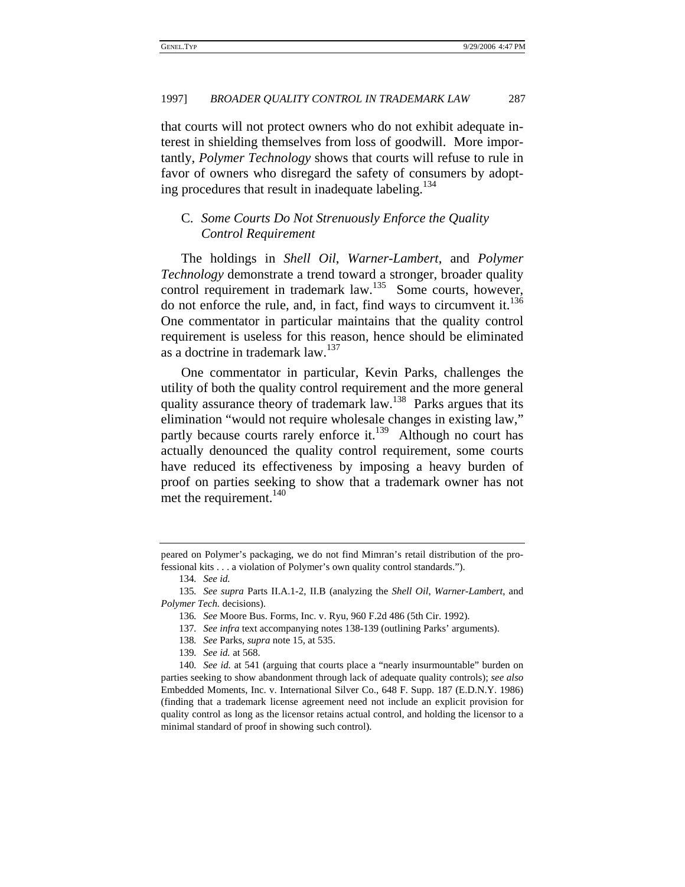that courts will not protect owners who do not exhibit adequate interest in shielding themselves from loss of goodwill. More importantly, *Polymer Technology* shows that courts will refuse to rule in favor of owners who disregard the safety of consumers by adopting procedures that result in inadequate labeling.[134]

### C. *Some Courts Do Not Strenuously Enforce the Quality Control Requirement*

The holdings in *Shell Oil*, *Warner-Lambert*, and *Polymer Technology* demonstrate a trend toward a stronger, broader quality control requirement in trademark law.[135] Some courts, however, do not enforce the rule, and, in fact, find ways to circumvent it.[136] One commentator in particular maintains that the quality control requirement is useless for this reason, hence should be eliminated as a doctrine in trademark law.[137]

One commentator in particular, Kevin Parks, challenges the utility of both the quality control requirement and the more general quality assurance theory of trademark law.[138] Parks argues that its elimination "would not require wholesale changes in existing law," partly because courts rarely enforce it.[139] Although no court has actually denounced the quality control requirement, some courts have reduced its effectiveness by imposing a heavy burden of proof on parties seeking to show that a trademark owner has not met the requirement.[140]

---

peared on Polymer's packaging, we do not find Mimran's retail distribution of the professional kits . . . a violation of Polymer's own quality control standards.").

134. *See id.*

135. *See supra* Parts II.A.1-2, II.B (analyzing the *Shell Oil*, *Warner-Lambert*, and *Polymer Tech.* decisions).

136. *See* Moore Bus. Forms, Inc. v. Ryu, 960 F.2d 486 (5th Cir. 1992).

137. *See infra* text accompanying notes 138-139 (outlining Parks' arguments).

138. *See* Parks, *supra* note 15, at 535.

139. *See id.* at 568.

140. *See id.* at 541 (arguing that courts place a "nearly insurmountable" burden on parties seeking to show abandonment through lack of adequate quality controls); *see also* Embedded Moments, Inc. v. International Silver Co., 648 F. Supp. 187 (E.D.N.Y. 1986) (finding that a trademark license agreement need not include an explicit provision for quality control as long as the licensor retains actual control, and holding the licensor to a minimal standard of proof in showing such control).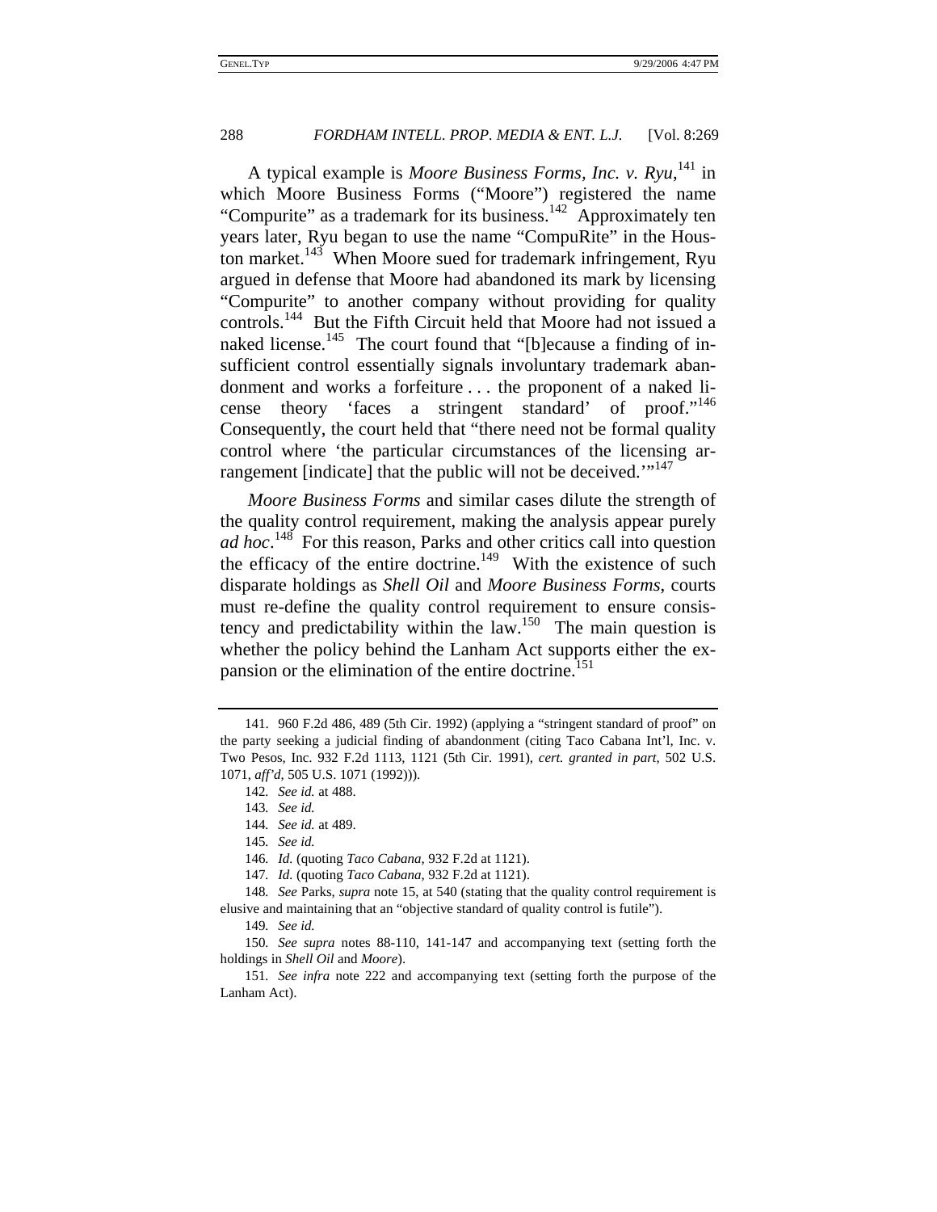A typical example is *Moore Business Forms, Inc. v. Ryu*,[141] in which Moore Business Forms ("Moore") registered the name "Compurite" as a trademark for its business.[142] Approximately ten years later, Ryu began to use the name "CompuRite" in the Houston market.[143] When Moore sued for trademark infringement, Ryu argued in defense that Moore had abandoned its mark by licensing "Compurite" to another company without providing for quality controls.[144] But the Fifth Circuit held that Moore had not issued a naked license.[145] The court found that "[b]ecause a finding of insufficient control essentially signals involuntary trademark abandonment and works a forfeiture . . . the proponent of a naked license theory 'faces a stringent standard' of proof."[146] Consequently, the court held that "there need not be formal quality control where 'the particular circumstances of the licensing arrangement [indicate] that the public will not be deceived.'"[147]

*Moore Business Forms* and similar cases dilute the strength of the quality control requirement, making the analysis appear purely *ad hoc*.[148] For this reason, Parks and other critics call into question the efficacy of the entire doctrine.[149] With the existence of such disparate holdings as *Shell Oil* and *Moore Business Forms*, courts must re-define the quality control requirement to ensure consistency and predictability within the law.[150] The main question is whether the policy behind the Lanham Act supports either the expansion or the elimination of the entire doctrine.[151]

---

141. 960 F.2d 486, 489 (5th Cir. 1992) (applying a "stringent standard of proof" on the party seeking a judicial finding of abandonment (citing Taco Cabana Int'l, Inc. v. Two Pesos, Inc. 932 F.2d 1113, 1121 (5th Cir. 1991), *cert. granted in part*, 502 U.S. 1071, *aff'd*, 505 U.S. 1071 (1992))).

142. *See id.* at 488.

143. *See id.*

144. *See id.* at 489.

145. *See id.*

146. *Id.* (quoting *Taco Cabana*, 932 F.2d at 1121).

147. *Id.* (quoting *Taco Cabana*, 932 F.2d at 1121).

148. *See* Parks, *supra* note 15, at 540 (stating that the quality control requirement is elusive and maintaining that an "objective standard of quality control is futile").

149. *See id.*

150. *See supra* notes 88-110, 141-147 and accompanying text (setting forth the holdings in *Shell Oil* and *Moore*).

151. *See infra* note 222 and accompanying text (setting forth the purpose of the Lanham Act).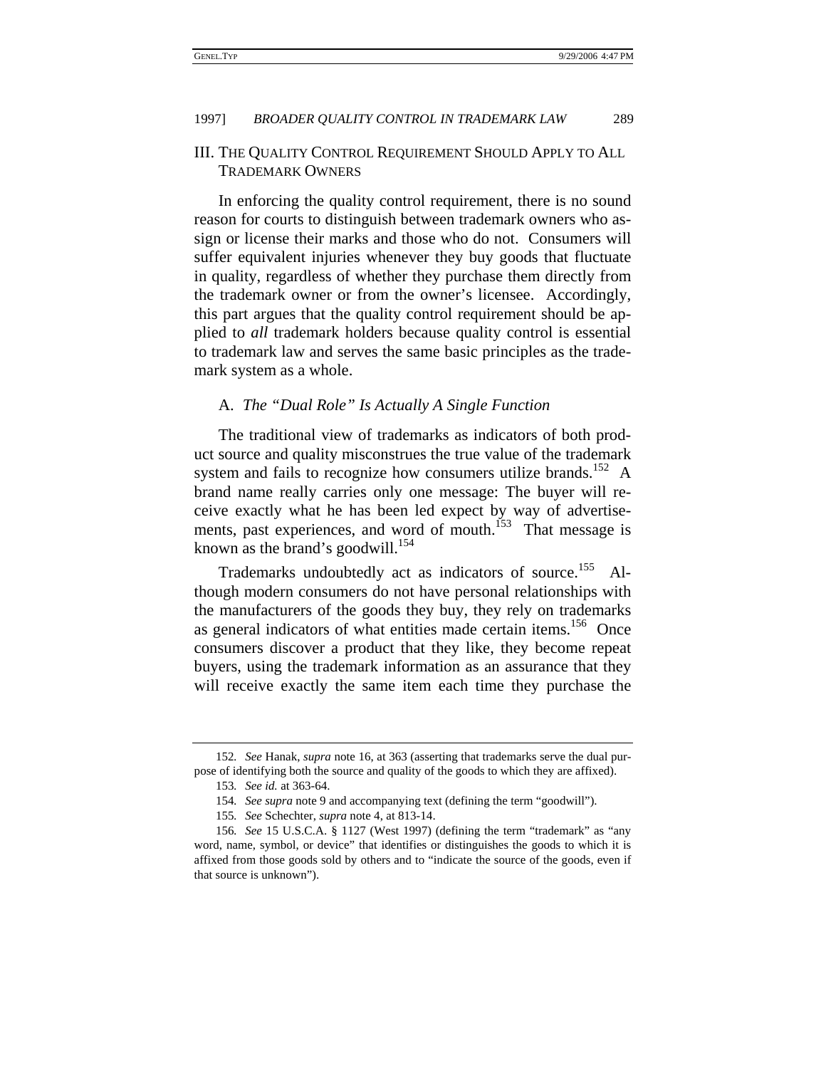## III. THE QUALITY CONTROL REQUIREMENT SHOULD APPLY TO ALL TRADEMARK OWNERS

In enforcing the quality control requirement, there is no sound reason for courts to distinguish between trademark owners who assign or license their marks and those who do not. Consumers will suffer equivalent injuries whenever they buy goods that fluctuate in quality, regardless of whether they purchase them directly from the trademark owner or from the owner's licensee. Accordingly, this part argues that the quality control requirement should be applied to *all* trademark holders because quality control is essential to trademark law and serves the same basic principles as the trademark system as a whole.

### A. *The "Dual Role" Is Actually A Single Function*

The traditional view of trademarks as indicators of both product source and quality misconstrues the true value of the trademark system and fails to recognize how consumers utilize brands.[152] A brand name really carries only one message: The buyer will receive exactly what he has been led expect by way of advertisements, past experiences, and word of mouth.[153] That message is known as the brand's goodwill.[154]

Trademarks undoubtedly act as indicators of source.[155] Although modern consumers do not have personal relationships with the manufacturers of the goods they buy, they rely on trademarks as general indicators of what entities made certain items.[156] Once consumers discover a product that they like, they become repeat buyers, using the trademark information as an assurance that they will receive exactly the same item each time they purchase the

---

152. *See* Hanak, *supra* note 16, at 363 (asserting that trademarks serve the dual purpose of identifying both the source and quality of the goods to which they are affixed).

153. *See id.* at 363-64.

154. *See supra* note 9 and accompanying text (defining the term "goodwill").

155. *See* Schechter, *supra* note 4, at 813-14.

156. *See* 15 U.S.C.A. § 1127 (West 1997) (defining the term "trademark" as "any word, name, symbol, or device" that identifies or distinguishes the goods to which it is affixed from those goods sold by others and to "indicate the source of the goods, even if that source is unknown").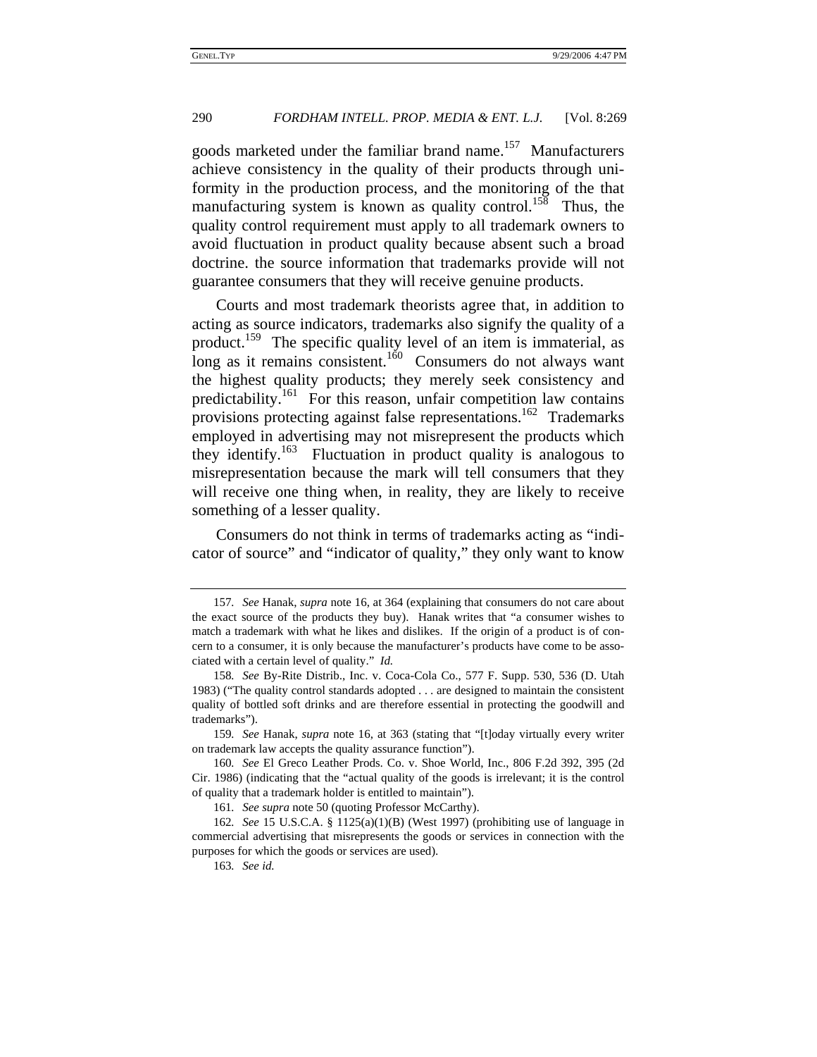goods marketed under the familiar brand name.[157] Manufacturers achieve consistency in the quality of their products through uniformity in the production process, and the monitoring of the that manufacturing system is known as quality control.[158] Thus, the quality control requirement must apply to all trademark owners to avoid fluctuation in product quality because absent such a broad doctrine. the source information that trademarks provide will not guarantee consumers that they will receive genuine products.

Courts and most trademark theorists agree that, in addition to acting as source indicators, trademarks also signify the quality of a product.[159] The specific quality level of an item is immaterial, as long as it remains consistent.[160] Consumers do not always want the highest quality products; they merely seek consistency and predictability.[161] For this reason, unfair competition law contains provisions protecting against false representations.[162] Trademarks employed in advertising may not misrepresent the products which they identify.[163] Fluctuation in product quality is analogous to misrepresentation because the mark will tell consumers that they will receive one thing when, in reality, they are likely to receive something of a lesser quality.

Consumers do not think in terms of trademarks acting as "indicator of source" and "indicator of quality," they only want to know

---

157. *See* Hanak, *supra* note 16, at 364 (explaining that consumers do not care about the exact source of the products they buy). Hanak writes that "a consumer wishes to match a trademark with what he likes and dislikes. If the origin of a product is of concern to a consumer, it is only because the manufacturer's products have come to be associated with a certain level of quality." *Id.*

158. *See* By-Rite Distrib., Inc. v. Coca-Cola Co., 577 F. Supp. 530, 536 (D. Utah 1983) ("The quality control standards adopted . . . are designed to maintain the consistent quality of bottled soft drinks and are therefore essential in protecting the goodwill and trademarks").

159. *See* Hanak, *supra* note 16, at 363 (stating that "[t]oday virtually every writer on trademark law accepts the quality assurance function").

160. *See* El Greco Leather Prods. Co. v. Shoe World, Inc., 806 F.2d 392, 395 (2d Cir. 1986) (indicating that the "actual quality of the goods is irrelevant; it is the control of quality that a trademark holder is entitled to maintain").

161. *See supra* note 50 (quoting Professor McCarthy).

162. *See* 15 U.S.C.A. § 1125(a)(1)(B) (West 1997) (prohibiting use of language in commercial advertising that misrepresents the goods or services in connection with the purposes for which the goods or services are used).

163. *See id.*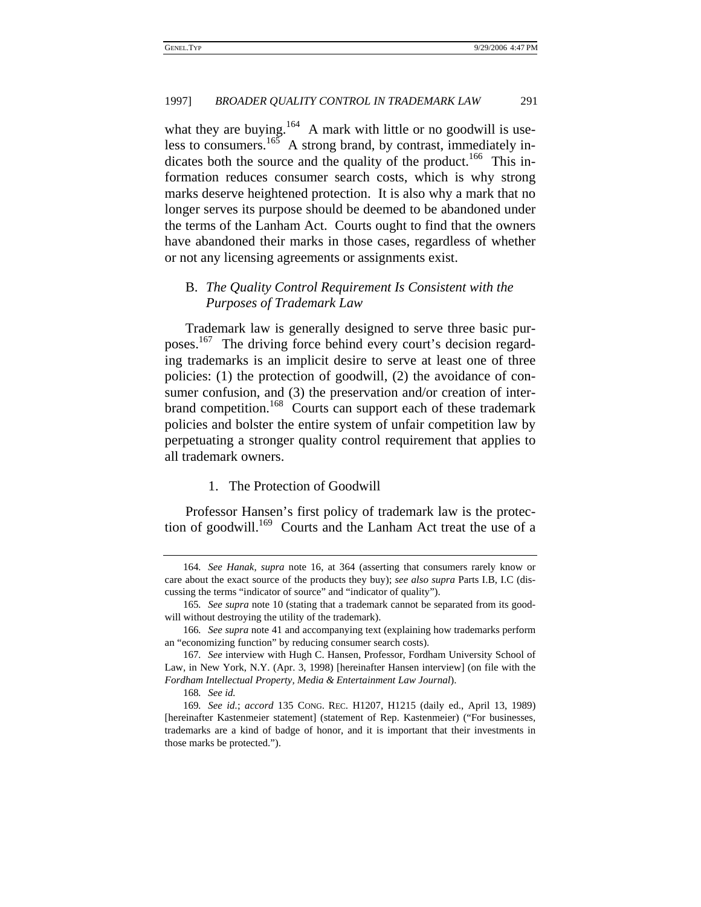what they are buying.[164] A mark with little or no goodwill is useless to consumers.[165] A strong brand, by contrast, immediately indicates both the source and the quality of the product.[166] This information reduces consumer search costs, which is why strong marks deserve heightened protection. It is also why a mark that no longer serves its purpose should be deemed to be abandoned under the terms of the Lanham Act. Courts ought to find that the owners have abandoned their marks in those cases, regardless of whether or not any licensing agreements or assignments exist.

### B. *The Quality Control Requirement Is Consistent with the Purposes of Trademark Law*

Trademark law is generally designed to serve three basic purposes.[167] The driving force behind every court's decision regarding trademarks is an implicit desire to serve at least one of three policies: (1) the protection of goodwill, (2) the avoidance of consumer confusion, and (3) the preservation and/or creation of interbrand competition.[168] Courts can support each of these trademark policies and bolster the entire system of unfair competition law by perpetuating a stronger quality control requirement that applies to all trademark owners.

#### 1. The Protection of Goodwill

Professor Hansen's first policy of trademark law is the protection of goodwill.[169] Courts and the Lanham Act treat the use of a

---

164. *See Hanak*, *supra* note 16, at 364 (asserting that consumers rarely know or care about the exact source of the products they buy); *see also supra* Parts I.B, I.C (discussing the terms "indicator of source" and "indicator of quality").

165. *See supra* note 10 (stating that a trademark cannot be separated from its goodwill without destroying the utility of the trademark).

166. *See supra* note 41 and accompanying text (explaining how trademarks perform an "economizing function" by reducing consumer search costs).

167. *See* interview with Hugh C. Hansen, Professor, Fordham University School of Law, in New York, N.Y. (Apr. 3, 1998) [hereinafter Hansen interview] (on file with the *Fordham Intellectual Property, Media & Entertainment Law Journal*).

168. *See id.*

169. *See id.*; *accord* 135 CONG. REC. H1207, H1215 (daily ed., April 13, 1989) [hereinafter Kastenmeier statement] (statement of Rep. Kastenmeier) ("For businesses, trademarks are a kind of badge of honor, and it is important that their investments in those marks be protected.").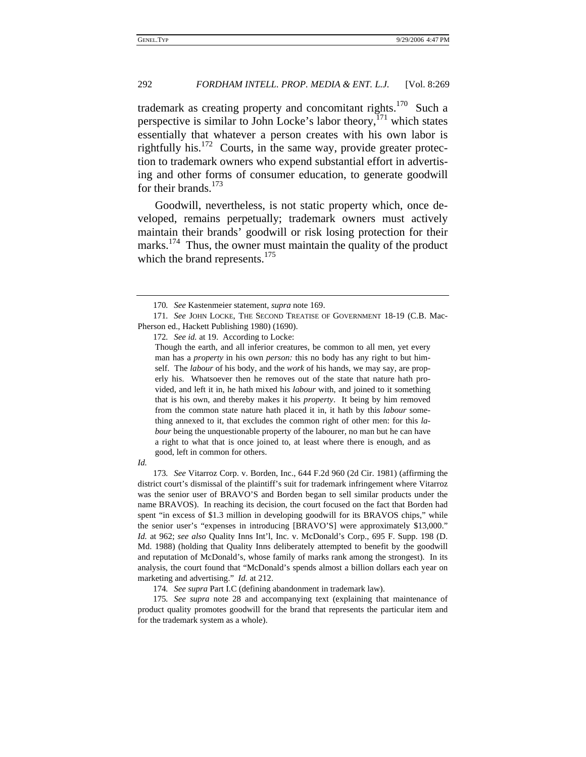trademark as creating property and concomitant rights.[170] Such a perspective is similar to John Locke's labor theory,[171] which states essentially that whatever a person creates with his own labor is rightfully his.[172] Courts, in the same way, provide greater protection to trademark owners who expend substantial effort in advertising and other forms of consumer education, to generate goodwill for their brands.[173]

Goodwill, nevertheless, is not static property which, once developed, remains perpetually; trademark owners must actively maintain their brands' goodwill or risk losing protection for their marks.[174] Thus, the owner must maintain the quality of the product which the brand represents.[175]

---

170. *See* Kastenmeier statement, *supra* note 169.

171. *See* JOHN LOCKE, THE SECOND TREATISE OF GOVERNMENT 18-19 (C.B. MacPherson ed., Hackett Publishing 1980) (1690).

172. *See id.* at 19. According to Locke:

> Though the earth, and all inferior creatures, be common to all men, yet every man has a *property* in his own *person:* this no body has any right to but himself. The *labour* of his body, and the *work* of his hands, we may say, are properly his. Whatsoever then he removes out of the state that nature hath provided, and left it in, he hath mixed his *labour* with, and joined to it something that is his own, and thereby makes it his *property*. It being by him removed from the common state nature hath placed it in, it hath by this *labour* something annexed to it, that excludes the common right of other men: for this *labour* being the unquestionable property of the labourer, no man but he can have a right to what that is once joined to, at least where there is enough, and as good, left in common for others.

*Id.*

173. *See* Vitarroz Corp. v. Borden, Inc., 644 F.2d 960 (2d Cir. 1981) (affirming the district court's dismissal of the plaintiff's suit for trademark infringement where Vitarroz was the senior user of BRAVO'S and Borden began to sell similar products under the name BRAVOS). In reaching its decision, the court focused on the fact that Borden had spent "in excess of $1.3 million in developing goodwill for its BRAVOS chips," while the senior user's "expenses in introducing [BRAVO'S] were approximately $13,000." *Id.* at 962; *see also* Quality Inns Int'l, Inc. v. McDonald's Corp., 695 F. Supp. 198 (D. Md. 1988) (holding that Quality Inns deliberately attempted to benefit by the goodwill and reputation of McDonald's, whose family of marks rank among the strongest). In its analysis, the court found that "McDonald's spends almost a billion dollars each year on marketing and advertising." *Id.* at 212.

174. *See supra* Part I.C (defining abandonment in trademark law).

175. *See supra* note 28 and accompanying text (explaining that maintenance of product quality promotes goodwill for the brand that represents the particular item and for the trademark system as a whole).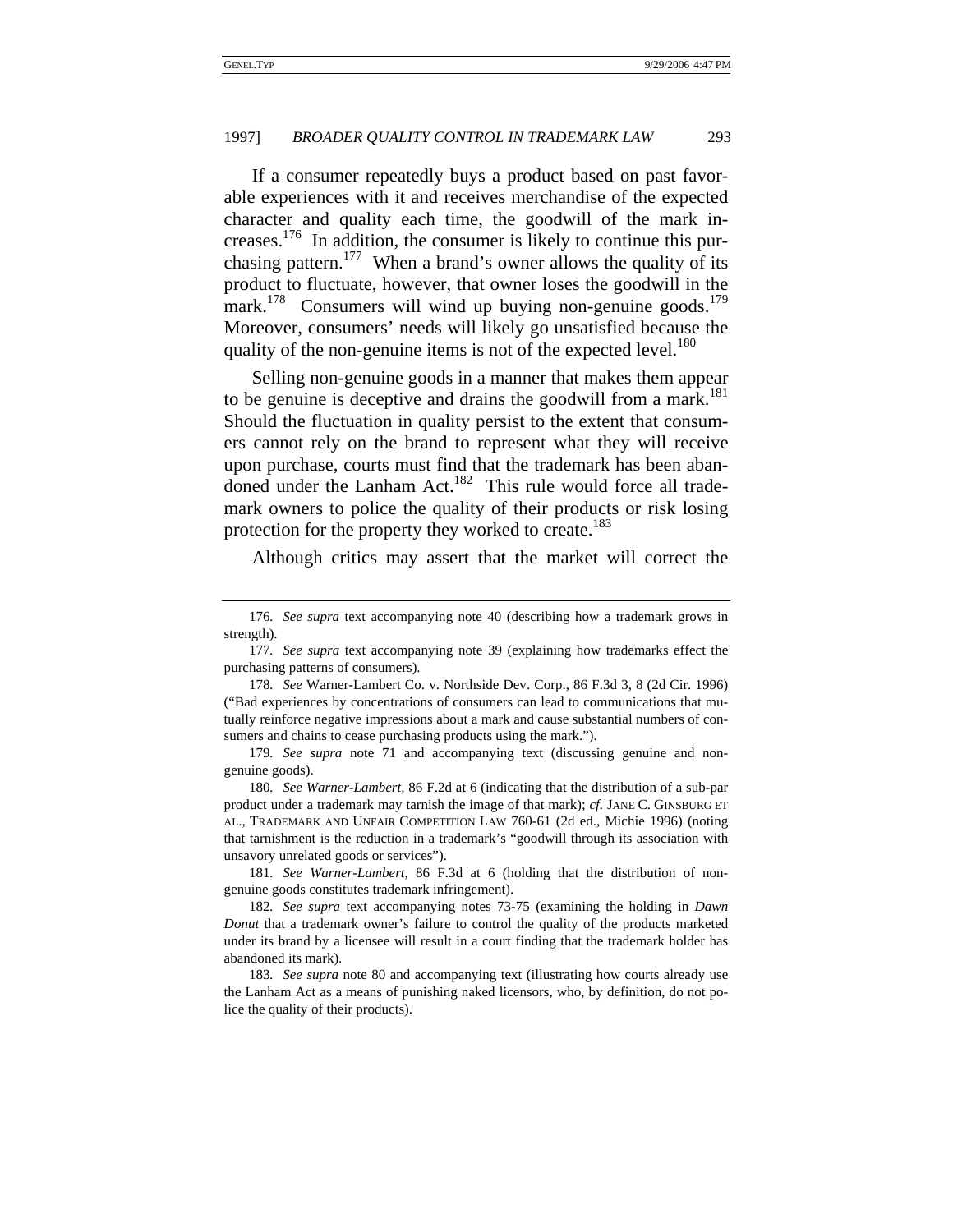If a consumer repeatedly buys a product based on past favorable experiences with it and receives merchandise of the expected character and quality each time, the goodwill of the mark increases.[176] In addition, the consumer is likely to continue this purchasing pattern.[177] When a brand's owner allows the quality of its product to fluctuate, however, that owner loses the goodwill in the mark.[178] Consumers will wind up buying non-genuine goods.[179] Moreover, consumers' needs will likely go unsatisfied because the quality of the non-genuine items is not of the expected level.[180]

Selling non-genuine goods in a manner that makes them appear to be genuine is deceptive and drains the goodwill from a mark.[181] Should the fluctuation in quality persist to the extent that consumers cannot rely on the brand to represent what they will receive upon purchase, courts must find that the trademark has been abandoned under the Lanham Act.[182] This rule would force all trademark owners to police the quality of their products or risk losing protection for the property they worked to create.[183]

Although critics may assert that the market will correct the

---

176. *See supra* text accompanying note 40 (describing how a trademark grows in strength).

177. *See supra* text accompanying note 39 (explaining how trademarks effect the purchasing patterns of consumers).

178. *See* Warner-Lambert Co. v. Northside Dev. Corp., 86 F.3d 3, 8 (2d Cir. 1996) ("Bad experiences by concentrations of consumers can lead to communications that mutually reinforce negative impressions about a mark and cause substantial numbers of consumers and chains to cease purchasing products using the mark.").

179. *See supra* note 71 and accompanying text (discussing genuine and non-genuine goods).

180. *See Warner-Lambert*, 86 F.2d at 6 (indicating that the distribution of a sub-par product under a trademark may tarnish the image of that mark); *cf.* JANE C. GINSBURG ET AL., TRADEMARK AND UNFAIR COMPETITION LAW 760-61 (2d ed., Michie 1996) (noting that tarnishment is the reduction in a trademark's "goodwill through its association with unsavory unrelated goods or services").

181. *See Warner-Lambert*, 86 F.3d at 6 (holding that the distribution of non-genuine goods constitutes trademark infringement).

182. *See supra* text accompanying notes 73-75 (examining the holding in *Dawn Donut* that a trademark owner's failure to control the quality of the products marketed under its brand by a licensee will result in a court finding that the trademark holder has abandoned its mark).

183. *See supra* note 80 and accompanying text (illustrating how courts already use the Lanham Act as a means of punishing naked licensors, who, by definition, do not police the quality of their products).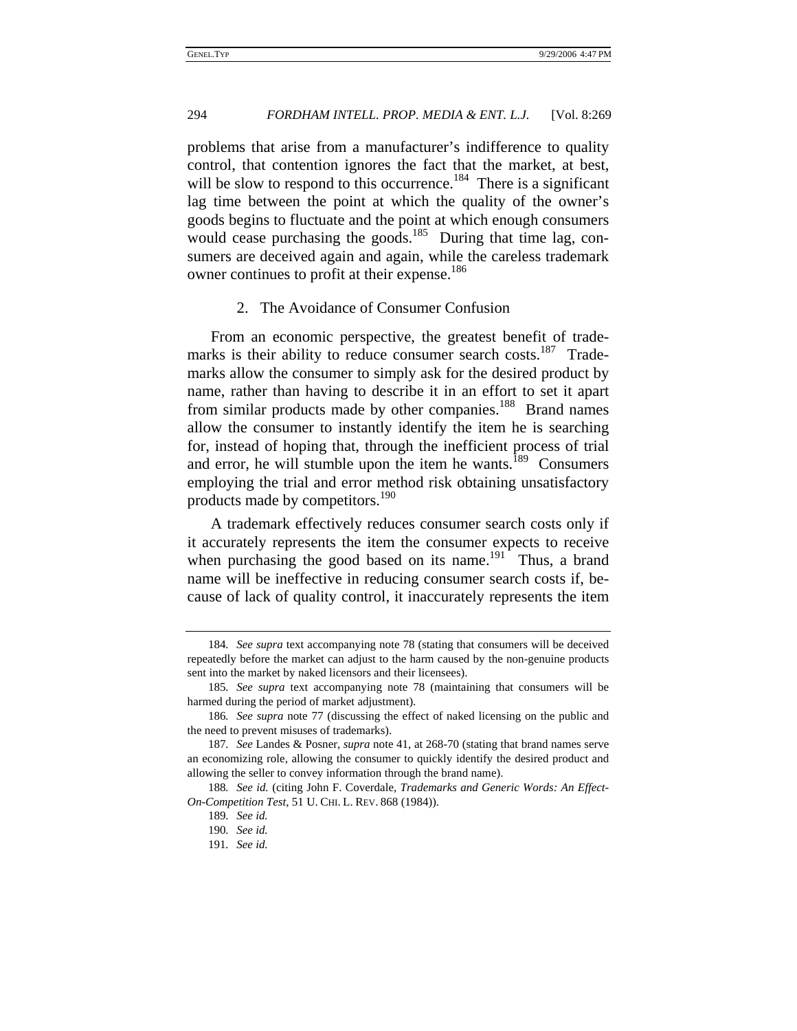problems that arise from a manufacturer's indifference to quality control, that contention ignores the fact that the market, at best, will be slow to respond to this occurrence.[184] There is a significant lag time between the point at which the quality of the owner's goods begins to fluctuate and the point at which enough consumers would cease purchasing the goods.[185] During that time lag, consumers are deceived again and again, while the careless trademark owner continues to profit at their expense.[186]

### 2. The Avoidance of Consumer Confusion

From an economic perspective, the greatest benefit of trademarks is their ability to reduce consumer search costs.[187] Trademarks allow the consumer to simply ask for the desired product by name, rather than having to describe it in an effort to set it apart from similar products made by other companies.[188] Brand names allow the consumer to instantly identify the item he is searching for, instead of hoping that, through the inefficient process of trial and error, he will stumble upon the item he wants.[189] Consumers employing the trial and error method risk obtaining unsatisfactory products made by competitors.[190]

A trademark effectively reduces consumer search costs only if it accurately represents the item the consumer expects to receive when purchasing the good based on its name.[191] Thus, a brand name will be ineffective in reducing consumer search costs if, because of lack of quality control, it inaccurately represents the item

---

184. *See supra* text accompanying note 78 (stating that consumers will be deceived repeatedly before the market can adjust to the harm caused by the non-genuine products sent into the market by naked licensors and their licensees).

185. *See supra* text accompanying note 78 (maintaining that consumers will be harmed during the period of market adjustment).

186. *See supra* note 77 (discussing the effect of naked licensing on the public and the need to prevent misuses of trademarks).

187. *See* Landes & Posner, *supra* note 41, at 268-70 (stating that brand names serve an economizing role, allowing the consumer to quickly identify the desired product and allowing the seller to convey information through the brand name).

188. *See id.* (citing John F. Coverdale, *Trademarks and Generic Words: An Effect-On-Competition Test*, 51 U. CHI. L. REV. 868 (1984)).

189. *See id.*

190. *See id.*

191. *See id.*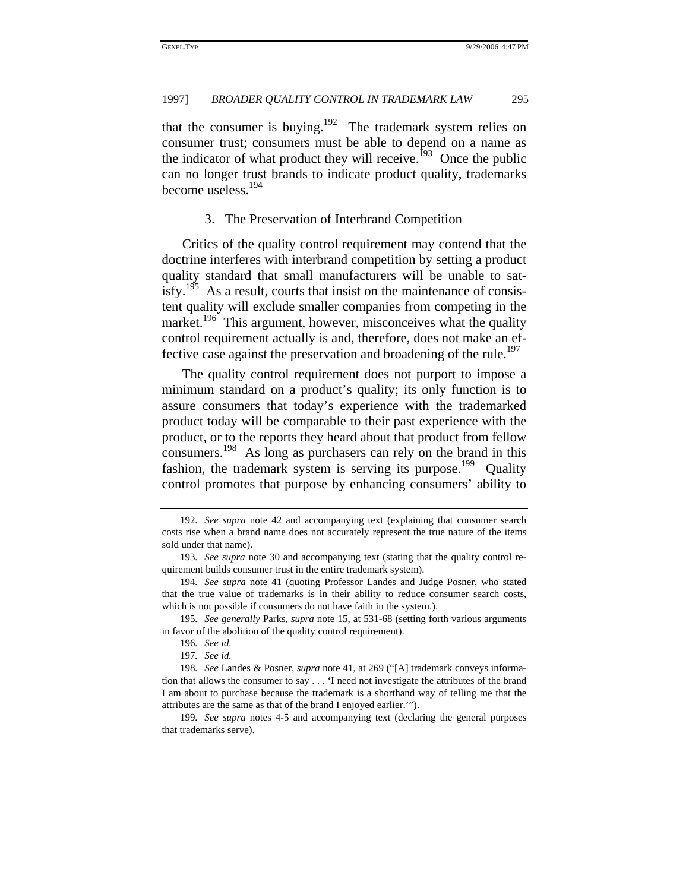that the consumer is buying.[192] The trademark system relies on consumer trust; consumers must be able to depend on a name as the indicator of what product they will receive.[193] Once the public can no longer trust brands to indicate product quality, trademarks become useless.[194]

### 3. The Preservation of Interbrand Competition

Critics of the quality control requirement may contend that the doctrine interferes with interbrand competition by setting a product quality standard that small manufacturers will be unable to satisfy.[195] As a result, courts that insist on the maintenance of consistent quality will exclude smaller companies from competing in the market.[196] This argument, however, misconceives what the quality control requirement actually is and, therefore, does not make an effective case against the preservation and broadening of the rule.[197]

The quality control requirement does not purport to impose a minimum standard on a product's quality; its only function is to assure consumers that today's experience with the trademarked product today will be comparable to their past experience with the product, or to the reports they heard about that product from fellow consumers.[198] As long as purchasers can rely on the brand in this fashion, the trademark system is serving its purpose.[199] Quality control promotes that purpose by enhancing consumers' ability to

---

192. *See supra* note 42 and accompanying text (explaining that consumer search costs rise when a brand name does not accurately represent the true nature of the items sold under that name).

193. *See supra* note 30 and accompanying text (stating that the quality control requirement builds consumer trust in the entire trademark system).

194. *See supra* note 41 (quoting Professor Landes and Judge Posner, who stated that the true value of trademarks is in their ability to reduce consumer search costs, which is not possible if consumers do not have faith in the system.).

195. *See generally* Parks, *supra* note 15, at 531-68 (setting forth various arguments in favor of the abolition of the quality control requirement).

196. *See id.*

197. *See id.*

198. *See* Landes & Posner, *supra* note 41, at 269 ("[A] trademark conveys information that allows the consumer to say . . . 'I need not investigate the attributes of the brand I am about to purchase because the trademark is a shorthand way of telling me that the attributes are the same as that of the brand I enjoyed earlier.'").

199. *See supra* notes 4-5 and accompanying text (declaring the general purposes that trademarks serve).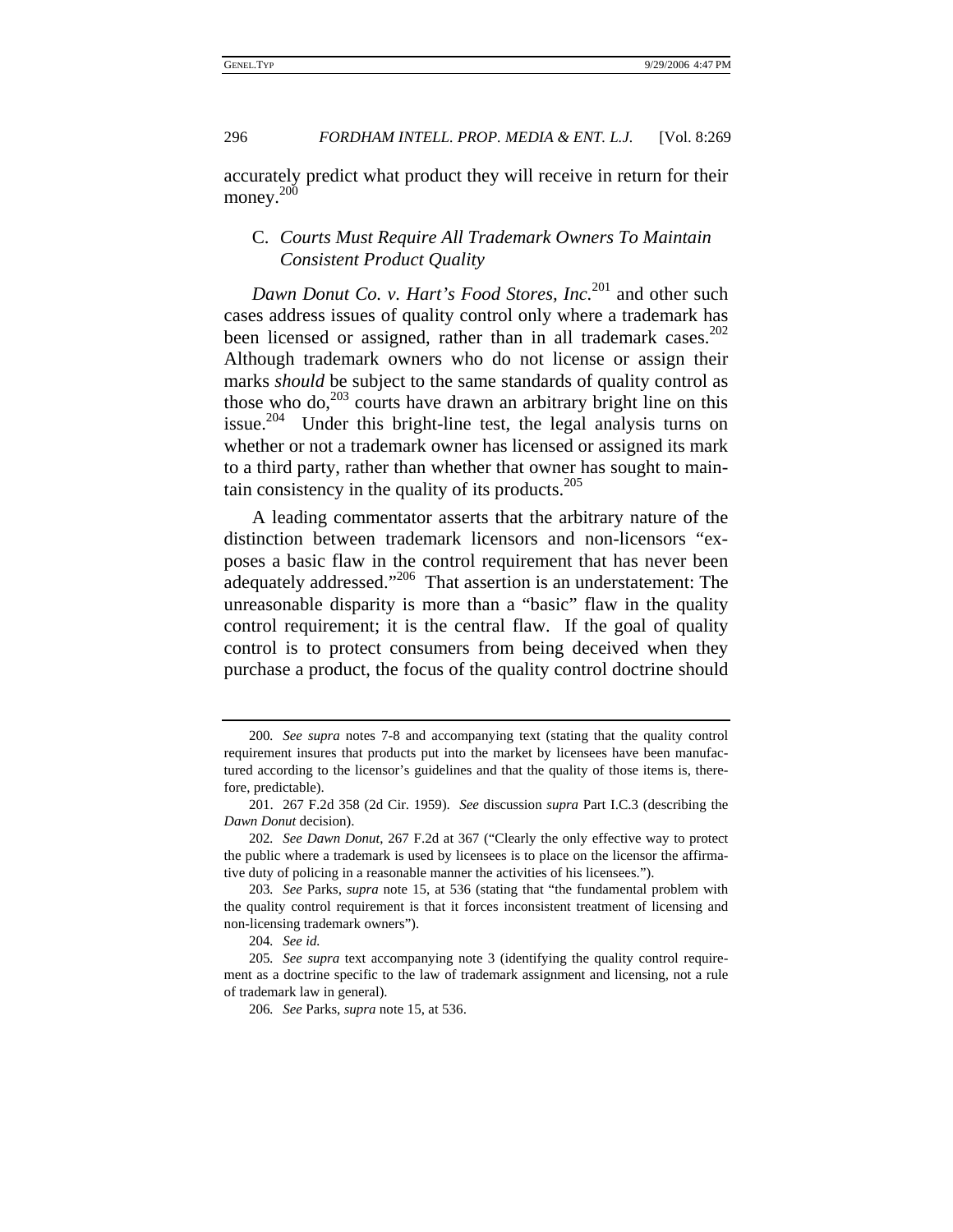accurately predict what product they will receive in return for their money.[200]

### C. *Courts Must Require All Trademark Owners To Maintain Consistent Product Quality*

*Dawn Donut Co. v. Hart's Food Stores, Inc.*[201] and other such cases address issues of quality control only where a trademark has been licensed or assigned, rather than in all trademark cases.[202] Although trademark owners who do not license or assign their marks *should* be subject to the same standards of quality control as those who do,[203] courts have drawn an arbitrary bright line on this issue.[204] Under this bright-line test, the legal analysis turns on whether or not a trademark owner has licensed or assigned its mark to a third party, rather than whether that owner has sought to maintain consistency in the quality of its products.[205]

A leading commentator asserts that the arbitrary nature of the distinction between trademark licensors and non-licensors "exposes a basic flaw in the control requirement that has never been adequately addressed."[206] That assertion is an understatement: The unreasonable disparity is more than a "basic" flaw in the quality control requirement; it is the central flaw. If the goal of quality control is to protect consumers from being deceived when they purchase a product, the focus of the quality control doctrine should

---

200. *See supra* notes 7-8 and accompanying text (stating that the quality control requirement insures that products put into the market by licensees have been manufactured according to the licensor's guidelines and that the quality of those items is, therefore, predictable).

201. 267 F.2d 358 (2d Cir. 1959). *See* discussion *supra* Part I.C.3 (describing the *Dawn Donut* decision).

202. *See Dawn Donut*, 267 F.2d at 367 ("Clearly the only effective way to protect the public where a trademark is used by licensees is to place on the licensor the affirmative duty of policing in a reasonable manner the activities of his licensees.").

203. *See* Parks, *supra* note 15, at 536 (stating that "the fundamental problem with the quality control requirement is that it forces inconsistent treatment of licensing and non-licensing trademark owners").

204. *See id.*

205. *See supra* text accompanying note 3 (identifying the quality control requirement as a doctrine specific to the law of trademark assignment and licensing, not a rule of trademark law in general).

206. *See* Parks, *supra* note 15, at 536.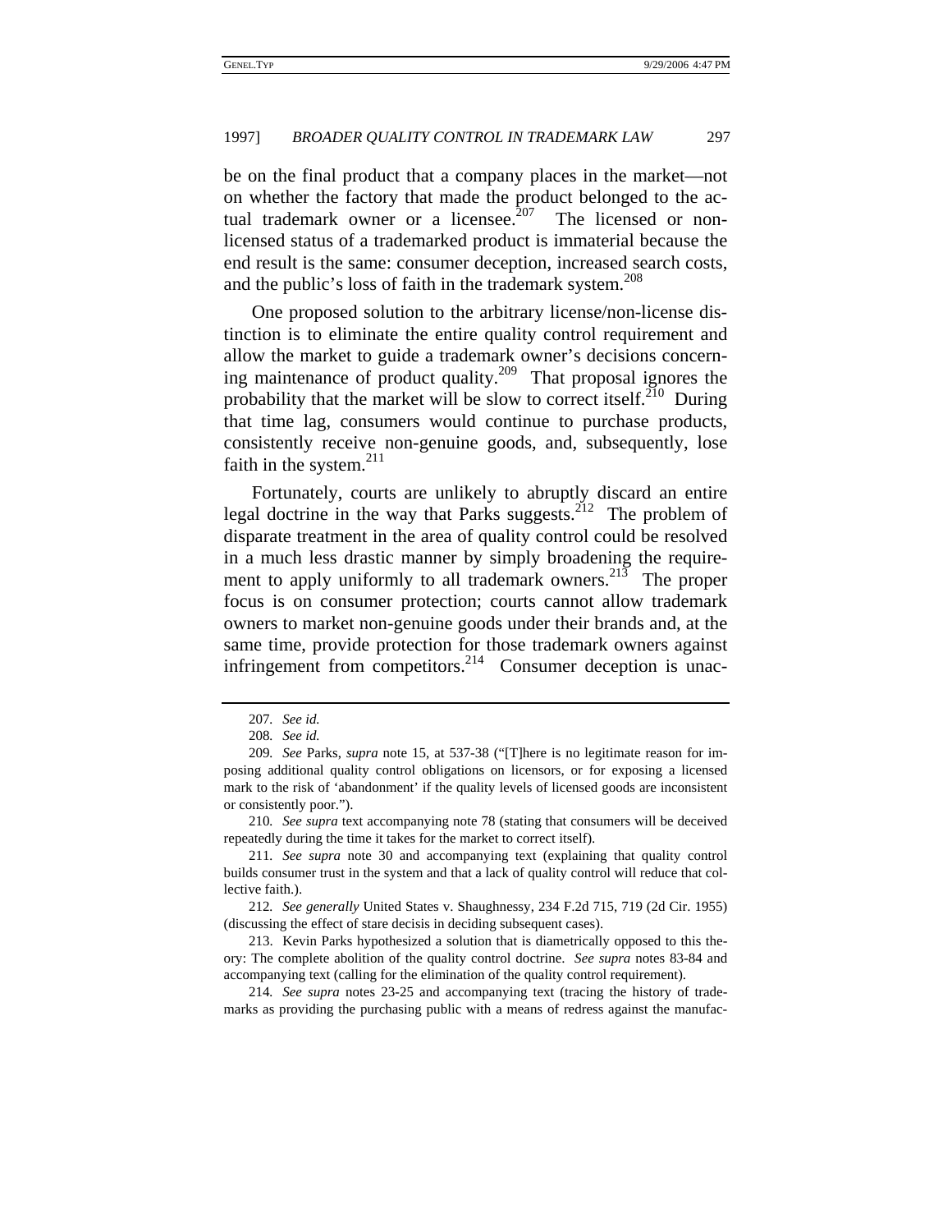be on the final product that a company places in the market—not on whether the factory that made the product belonged to the actual trademark owner or a licensee.[207] The licensed or non-licensed status of a trademarked product is immaterial because the end result is the same: consumer deception, increased search costs, and the public's loss of faith in the trademark system.[208]

One proposed solution to the arbitrary license/non-license distinction is to eliminate the entire quality control requirement and allow the market to guide a trademark owner's decisions concerning maintenance of product quality.[209] That proposal ignores the probability that the market will be slow to correct itself.[210] During that time lag, consumers would continue to purchase products, consistently receive non-genuine goods, and, subsequently, lose faith in the system.[211]

Fortunately, courts are unlikely to abruptly discard an entire legal doctrine in the way that Parks suggests.[212] The problem of disparate treatment in the area of quality control could be resolved in a much less drastic manner by simply broadening the requirement to apply uniformly to all trademark owners.[213] The proper focus is on consumer protection; courts cannot allow trademark owners to market non-genuine goods under their brands and, at the same time, provide protection for those trademark owners against infringement from competitors.[214] Consumer deception is unac-

---

207. *See id.*

208. *See id.*

209. *See* Parks, *supra* note 15, at 537-38 ("[T]here is no legitimate reason for imposing additional quality control obligations on licensors, or for exposing a licensed mark to the risk of 'abandonment' if the quality levels of licensed goods are inconsistent or consistently poor.").

210. *See supra* text accompanying note 78 (stating that consumers will be deceived repeatedly during the time it takes for the market to correct itself).

211. *See supra* note 30 and accompanying text (explaining that quality control builds consumer trust in the system and that a lack of quality control will reduce that collective faith.).

212. *See generally* United States v. Shaughnessy, 234 F.2d 715, 719 (2d Cir. 1955) (discussing the effect of stare decisis in deciding subsequent cases).

213. Kevin Parks hypothesized a solution that is diametrically opposed to this theory: The complete abolition of the quality control doctrine. *See supra* notes 83-84 and accompanying text (calling for the elimination of the quality control requirement).

214. *See supra* notes 23-25 and accompanying text (tracing the history of trademarks as providing the purchasing public with a means of redress against the manufac-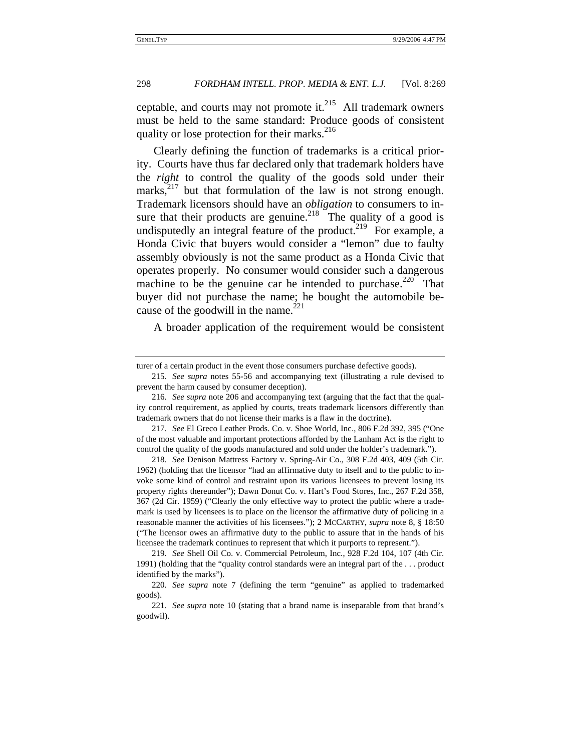ceptable, and courts may not promote it.[215] All trademark owners must be held to the same standard: Produce goods of consistent quality or lose protection for their marks.[216]

Clearly defining the function of trademarks is a critical priority. Courts have thus far declared only that trademark holders have the *right* to control the quality of the goods sold under their marks,[217] but that formulation of the law is not strong enough. Trademark licensors should have an *obligation* to consumers to insure that their products are genuine.[218] The quality of a good is undisputedly an integral feature of the product.[219] For example, a Honda Civic that buyers would consider a "lemon" due to faulty assembly obviously is not the same product as a Honda Civic that operates properly. No consumer would consider such a dangerous machine to be the genuine car he intended to purchase.[220] That buyer did not purchase the name; he bought the automobile because of the goodwill in the name.[221]

A broader application of the requirement would be consistent

---

turer of a certain product in the event those consumers purchase defective goods).

215. *See supra* notes 55-56 and accompanying text (illustrating a rule devised to prevent the harm caused by consumer deception).

216. *See supra* note 206 and accompanying text (arguing that the fact that the quality control requirement, as applied by courts, treats trademark licensors differently than trademark owners that do not license their marks is a flaw in the doctrine).

217. *See* El Greco Leather Prods. Co. v. Shoe World, Inc., 806 F.2d 392, 395 ("One of the most valuable and important protections afforded by the Lanham Act is the right to control the quality of the goods manufactured and sold under the holder's trademark.").

218. *See* Denison Mattress Factory v. Spring-Air Co., 308 F.2d 403, 409 (5th Cir. 1962) (holding that the licensor "had an affirmative duty to itself and to the public to invoke some kind of control and restraint upon its various licensees to prevent losing its property rights thereunder"); Dawn Donut Co. v. Hart's Food Stores, Inc., 267 F.2d 358, 367 (2d Cir. 1959) ("Clearly the only effective way to protect the public where a trademark is used by licensees is to place on the licensor the affirmative duty of policing in a reasonable manner the activities of his licensees."); 2 MCCARTHY, *supra* note 8, § 18:50 ("The licensor owes an affirmative duty to the public to assure that in the hands of his licensee the trademark continues to represent that which it purports to represent.").

219. *See* Shell Oil Co. v. Commercial Petroleum, Inc., 928 F.2d 104, 107 (4th Cir. 1991) (holding that the "quality control standards were an integral part of the . . . product identified by the marks").

220. *See supra* note 7 (defining the term "genuine" as applied to trademarked goods).

221. *See supra* note 10 (stating that a brand name is inseparable from that brand's goodwil).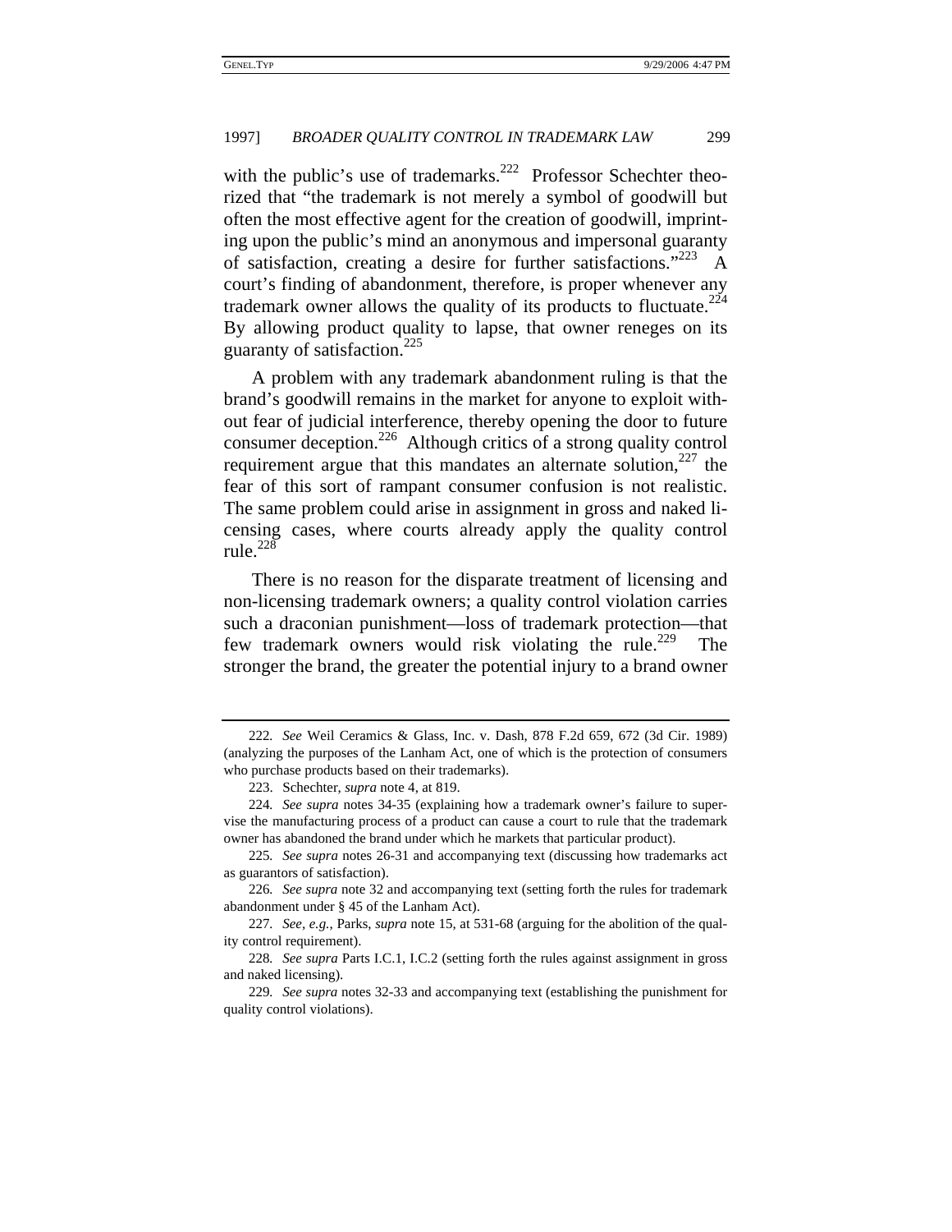with the public's use of trademarks.[222] Professor Schechter theorized that "the trademark is not merely a symbol of goodwill but often the most effective agent for the creation of goodwill, imprinting upon the public's mind an anonymous and impersonal guaranty of satisfaction, creating a desire for further satisfactions."[223] A court's finding of abandonment, therefore, is proper whenever any trademark owner allows the quality of its products to fluctuate.[224] By allowing product quality to lapse, that owner reneges on its guaranty of satisfaction.[225]

A problem with any trademark abandonment ruling is that the brand's goodwill remains in the market for anyone to exploit without fear of judicial interference, thereby opening the door to future consumer deception.[226] Although critics of a strong quality control requirement argue that this mandates an alternate solution,[227] the fear of this sort of rampant consumer confusion is not realistic. The same problem could arise in assignment in gross and naked licensing cases, where courts already apply the quality control rule.[228]

There is no reason for the disparate treatment of licensing and non-licensing trademark owners; a quality control violation carries such a draconian punishment—loss of trademark protection—that few trademark owners would risk violating the rule.[229] The stronger the brand, the greater the potential injury to a brand owner

---

222. *See* Weil Ceramics & Glass, Inc. v. Dash, 878 F.2d 659, 672 (3d Cir. 1989) (analyzing the purposes of the Lanham Act, one of which is the protection of consumers who purchase products based on their trademarks).

223. Schechter, *supra* note 4, at 819.

224. *See supra* notes 34-35 (explaining how a trademark owner's failure to supervise the manufacturing process of a product can cause a court to rule that the trademark owner has abandoned the brand under which he markets that particular product).

225. *See supra* notes 26-31 and accompanying text (discussing how trademarks act as guarantors of satisfaction).

226. *See supra* note 32 and accompanying text (setting forth the rules for trademark abandonment under § 45 of the Lanham Act).

227. *See, e.g.*, Parks, *supra* note 15, at 531-68 (arguing for the abolition of the quality control requirement).

228. *See supra* Parts I.C.1, I.C.2 (setting forth the rules against assignment in gross and naked licensing).

229. *See supra* notes 32-33 and accompanying text (establishing the punishment for quality control violations).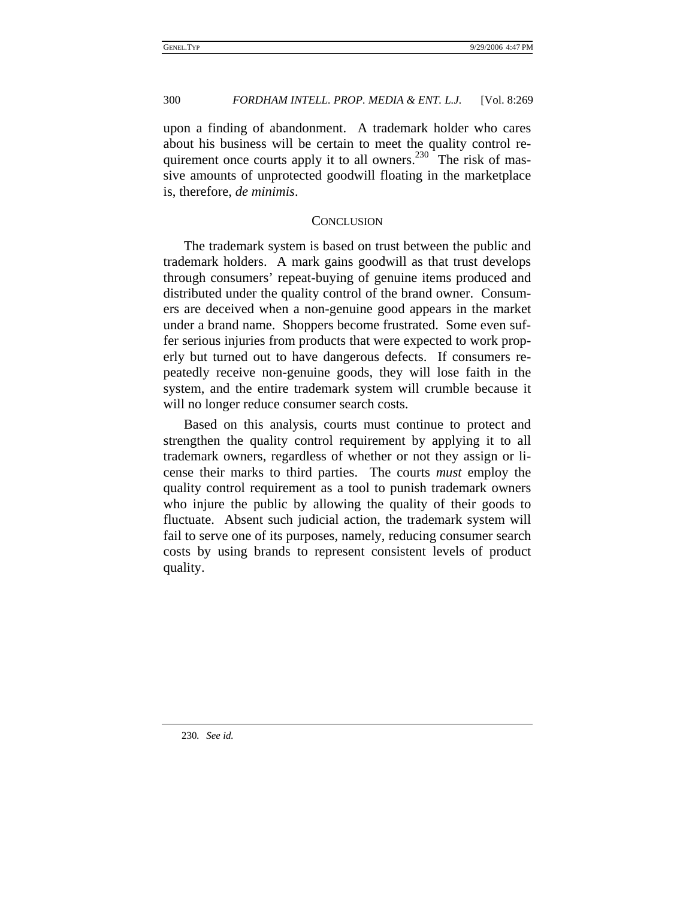upon a finding of abandonment. A trademark holder who cares about his business will be certain to meet the quality control requirement once courts apply it to all owners.[230] The risk of massive amounts of unprotected goodwill floating in the marketplace is, therefore, *de minimis*.

## CONCLUSION

The trademark system is based on trust between the public and trademark holders. A mark gains goodwill as that trust develops through consumers' repeat-buying of genuine items produced and distributed under the quality control of the brand owner. Consumers are deceived when a non-genuine good appears in the market under a brand name. Shoppers become frustrated. Some even suffer serious injuries from products that were expected to work properly but turned out to have dangerous defects. If consumers repeatedly receive non-genuine goods, they will lose faith in the system, and the entire trademark system will crumble because it will no longer reduce consumer search costs.

Based on this analysis, courts must continue to protect and strengthen the quality control requirement by applying it to all trademark owners, regardless of whether or not they assign or license their marks to third parties. The courts *must* employ the quality control requirement as a tool to punish trademark owners who injure the public by allowing the quality of their goods to fluctuate. Absent such judicial action, the trademark system will fail to serve one of its purposes, namely, reducing consumer search costs by using brands to represent consistent levels of product quality.

---

230. *See id.*